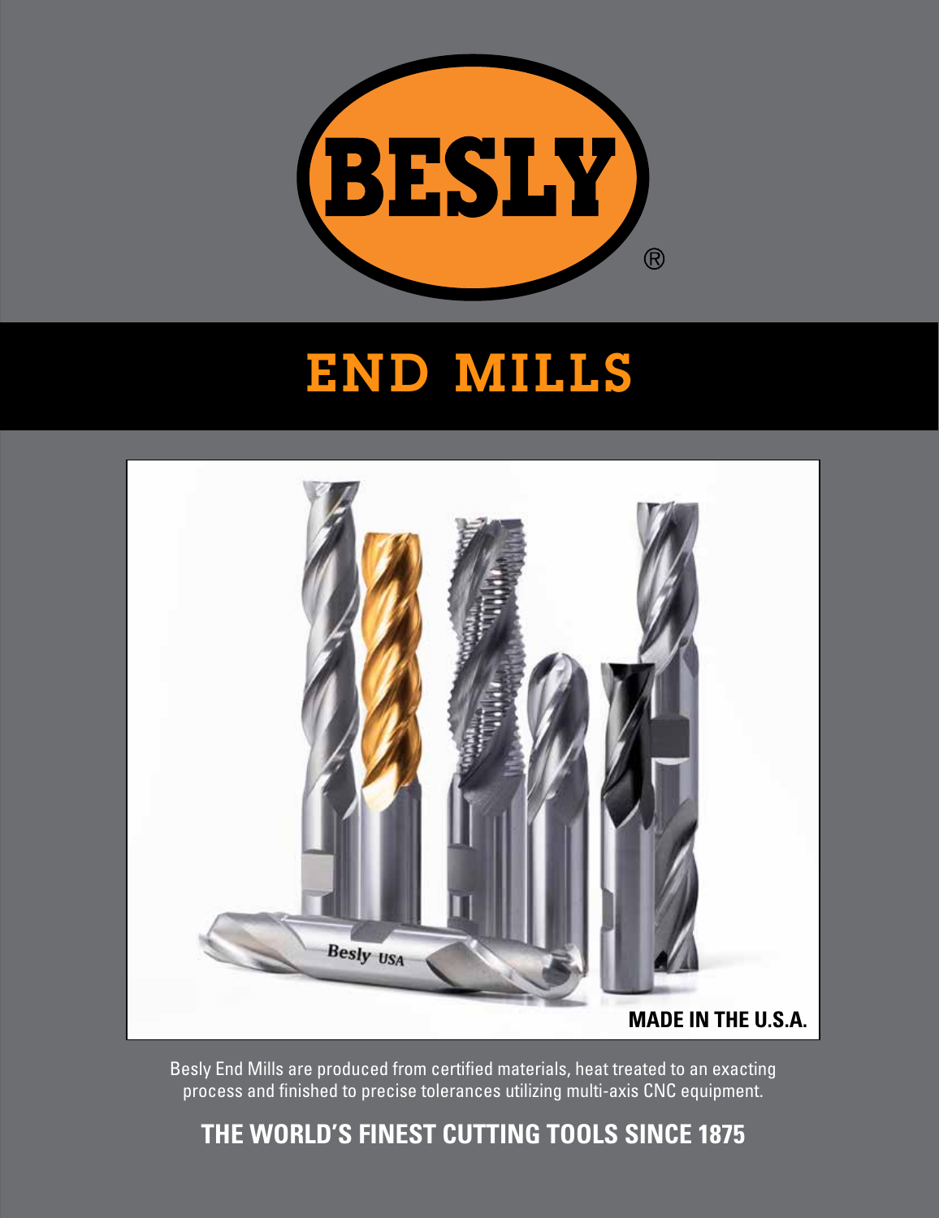# BESLY®

# END MILLS

MADE IN THE U.S.A.

Besly End Mills are produced from certified materials, heat treated to an exacting process and finished to precise tolerances utilizing multi-axis CNC equipment.

**THE WORLD'S FINEST CUTTING TOOLS SINCE 1875**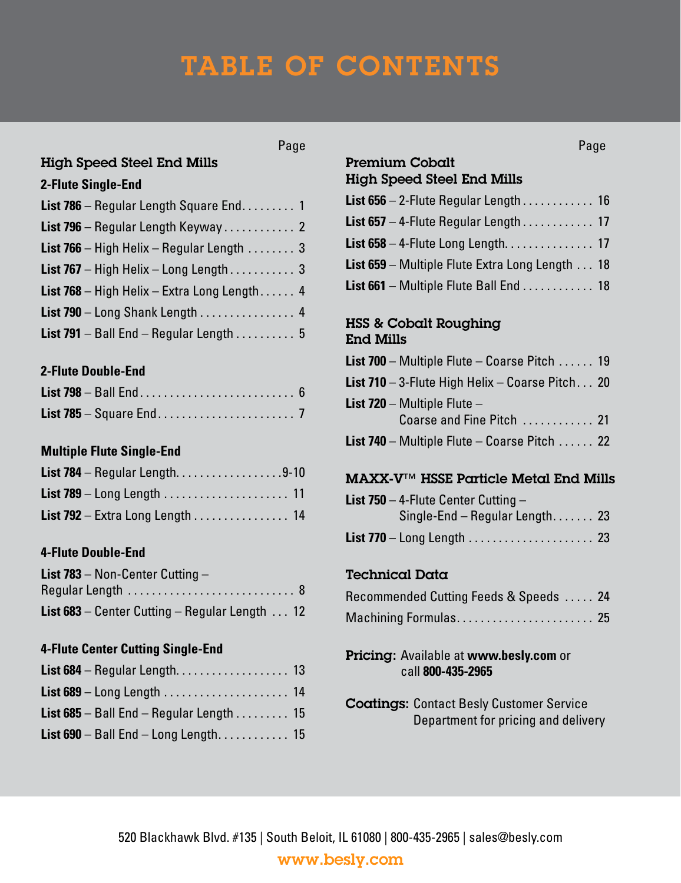# TABLE OF CONTENTS

## High Speed Steel End Mills

### 2-Flute Single-End

| | Page |
|---|---|
| **List 786** – Regular Length Square End | 1 |
| **List 796** – Regular Length Keyway | 2 |
| **List 766** – High Helix – Regular Length | 3 |
| **List 767** – High Helix – Long Length | 3 |
| **List 768** – High Helix – Extra Long Length | 4 |
| **List 790** – Long Shank Length | 4 |
| **List 791** – Ball End – Regular Length | 5 |

### 2-Flute Double-End

| | Page |
|---|---|
| **List 798** – Ball End | 6 |
| **List 785** – Square End | 7 |

### Multiple Flute Single-End

| | Page |
|---|---|
| **List 784** – Regular Length | 9-10 |
| **List 789** – Long Length | 11 |
| **List 792** – Extra Long Length | 14 |

### 4-Flute Double-End

| | Page |
|---|---|
| **List 783** – Non-Center Cutting – Regular Length | 8 |
| **List 683** – Center Cutting – Regular Length | 12 |

### 4-Flute Center Cutting Single-End

| | Page |
|---|---|
| **List 684** – Regular Length | 13 |
| **List 689** – Long Length | 14 |
| **List 685** – Ball End – Regular Length | 15 |
| **List 690** – Ball End – Long Length | 15 |

## Premium Cobalt High Speed Steel End Mills

| | Page |
|---|---|
| **List 656** – 2-Flute Regular Length | 16 |
| **List 657** – 4-Flute Regular Length | 17 |
| **List 658** – 4-Flute Long Length | 17 |
| **List 659** – Multiple Flute Extra Long Length | 18 |
| **List 661** – Multiple Flute Ball End | 18 |

## HSS & Cobalt Roughing End Mills

| | Page |
|---|---|
| **List 700** – Multiple Flute – Coarse Pitch | 19 |
| **List 710** – 3-Flute High Helix – Coarse Pitch | 20 |
| **List 720** – Multiple Flute – Coarse and Fine Pitch | 21 |
| **List 740** – Multiple Flute – Coarse Pitch | 22 |

## MAXX-V™ HSSE Particle Metal End Mills

| | Page |
|---|---|
| **List 750** – 4-Flute Center Cutting – Single-End – Regular Length | 23 |
| **List 770** – Long Length | 23 |

## Technical Data

| | Page |
|---|---|
| Recommended Cutting Feeds & Speeds | 24 |
| Machining Formulas | 25 |

**Pricing:** Available at **www.besly.com** or call **800-435-2965**

**Coatings:** Contact Besly Customer Service Department for pricing and delivery

520 Blackhawk Blvd. #135 | South Beloit, IL 61080 | 800-435-2965 | sales@besly.com

www.besly.com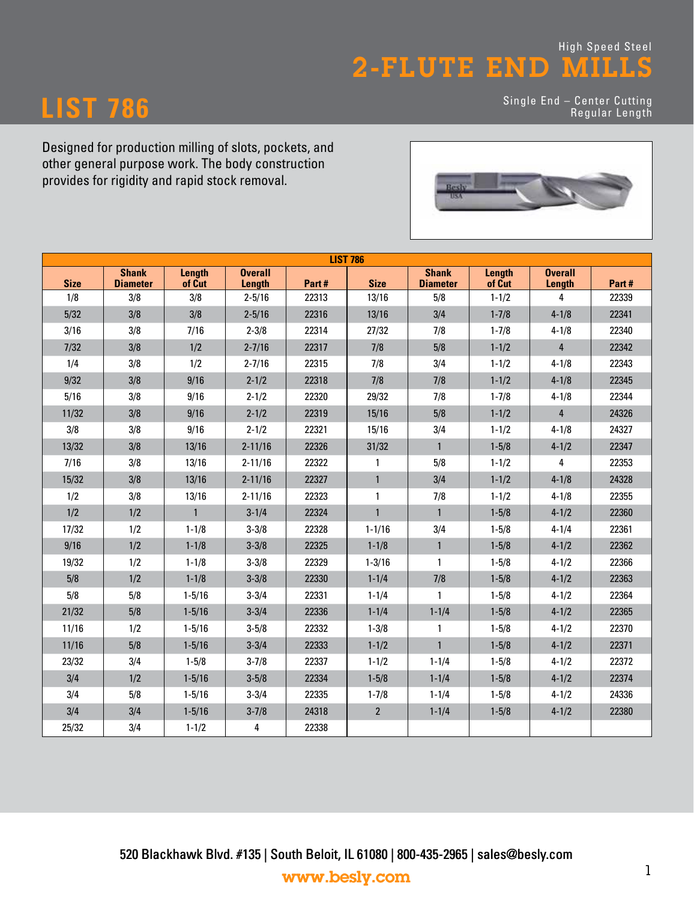High Speed Steel

# 2-FLUTE END MILLS

# LIST 786

Single End – Center Cutting
Regular Length

Designed for production milling of slots, pockets, and other general purpose work. The body construction provides for rigidity and rapid stock removal.

| LIST 786 | | | | | | | | | |
|---|---|---|---|---|---|---|---|---|---|
| **Size** | **Shank Diameter** | **Length of Cut** | **Overall Length** | **Part #** | **Size** | **Shank Diameter** | **Length of Cut** | **Overall Length** | **Part #** |
| 1/8 | 3/8 | 3/8 | 2-5/16 | 22313 | 13/16 | 5/8 | 1-1/2 | 4 | 22339 |
| 5/32 | 3/8 | 3/8 | 2-5/16 | 22316 | 13/16 | 3/4 | 1-7/8 | 4-1/8 | 22341 |
| 3/16 | 3/8 | 7/16 | 2-3/8 | 22314 | 27/32 | 7/8 | 1-7/8 | 4-1/8 | 22340 |
| 7/32 | 3/8 | 1/2 | 2-7/16 | 22317 | 7/8 | 5/8 | 1-1/2 | 4 | 22342 |
| 1/4 | 3/8 | 1/2 | 2-7/16 | 22315 | 7/8 | 3/4 | 1-1/2 | 4-1/8 | 22343 |
| 9/32 | 3/8 | 9/16 | 2-1/2 | 22318 | 7/8 | 7/8 | 1-1/2 | 4-1/8 | 22345 |
| 5/16 | 3/8 | 9/16 | 2-1/2 | 22320 | 29/32 | 7/8 | 1-7/8 | 4-1/8 | 22344 |
| 11/32 | 3/8 | 9/16 | 2-1/2 | 22319 | 15/16 | 5/8 | 1-1/2 | 4 | 24326 |
| 3/8 | 3/8 | 9/16 | 2-1/2 | 22321 | 15/16 | 3/4 | 1-1/2 | 4-1/8 | 24327 |
| 13/32 | 3/8 | 13/16 | 2-11/16 | 22326 | 31/32 | 1 | 1-5/8 | 4-1/2 | 22347 |
| 7/16 | 3/8 | 13/16 | 2-11/16 | 22322 | 1 | 5/8 | 1-1/2 | 4 | 22353 |
| 15/32 | 3/8 | 13/16 | 2-11/16 | 22327 | 1 | 3/4 | 1-1/2 | 4-1/8 | 24328 |
| 1/2 | 3/8 | 13/16 | 2-11/16 | 22323 | 1 | 7/8 | 1-1/2 | 4-1/8 | 22355 |
| 1/2 | 1/2 | 1 | 3-1/4 | 22324 | 1 | 1 | 1-5/8 | 4-1/2 | 22360 |
| 17/32 | 1/2 | 1-1/8 | 3-3/8 | 22328 | 1-1/16 | 3/4 | 1-5/8 | 4-1/4 | 22361 |
| 9/16 | 1/2 | 1-1/8 | 3-3/8 | 22325 | 1-1/8 | 1 | 1-5/8 | 4-1/2 | 22362 |
| 19/32 | 1/2 | 1-1/8 | 3-3/8 | 22329 | 1-3/16 | 1 | 1-5/8 | 4-1/2 | 22366 |
| 5/8 | 1/2 | 1-1/8 | 3-3/8 | 22330 | 1-1/4 | 7/8 | 1-5/8 | 4-1/2 | 22363 |
| 5/8 | 5/8 | 1-5/16 | 3-3/4 | 22331 | 1-1/4 | 1 | 1-5/8 | 4-1/2 | 22364 |
| 21/32 | 5/8 | 1-5/16 | 3-3/4 | 22336 | 1-1/4 | 1-1/4 | 1-5/8 | 4-1/2 | 22365 |
| 11/16 | 1/2 | 1-5/16 | 3-5/8 | 22332 | 1-3/8 | 1 | 1-5/8 | 4-1/2 | 22370 |
| 11/16 | 5/8 | 1-5/16 | 3-3/4 | 22333 | 1-1/2 | 1 | 1-5/8 | 4-1/2 | 22371 |
| 23/32 | 3/4 | 1-5/8 | 3-7/8 | 22337 | 1-1/2 | 1-1/4 | 1-5/8 | 4-1/2 | 22372 |
| 3/4 | 1/2 | 1-5/16 | 3-5/8 | 22334 | 1-5/8 | 1-1/4 | 1-5/8 | 4-1/2 | 22374 |
| 3/4 | 5/8 | 1-5/16 | 3-3/4 | 22335 | 1-7/8 | 1-1/4 | 1-5/8 | 4-1/2 | 24336 |
| 3/4 | 3/4 | 1-5/16 | 3-7/8 | 24318 | 2 | 1-1/4 | 1-5/8 | 4-1/2 | 22380 |
| 25/32 | 3/4 | 1-1/2 | 4 | 22338 | | | | | |

520 Blackhawk Blvd. #135 | South Beloit, IL 61080 | 800-435-2965 | sales@besly.com

www.besly.com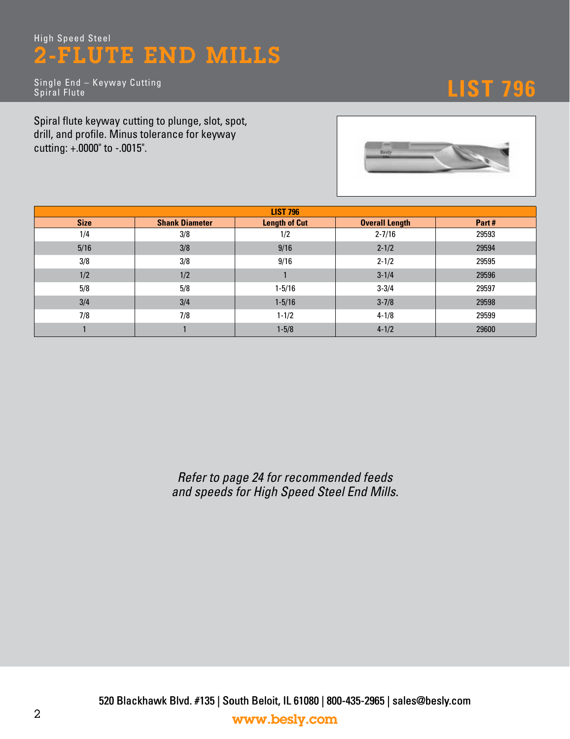High Speed Steel

# 2-FLUTE END MILLS

Single End – Keyway Cutting
Spiral Flute

## LIST 796

Spiral flute keyway cutting to plunge, slot, spot, drill, and profile. Minus tolerance for keyway cutting: +.0000" to -.0015".

| LIST 796 | | | | |
|---|---|---|---|---|
| **Size** | **Shank Diameter** | **Length of Cut** | **Overall Length** | **Part #** |
| 1/4 | 3/8 | 1/2 | 2-7/16 | 29593 |
| 5/16 | 3/8 | 9/16 | 2-1/2 | 29594 |
| 3/8 | 3/8 | 9/16 | 2-1/2 | 29595 |
| 1/2 | 1/2 | 1 | 3-1/4 | 29596 |
| 5/8 | 5/8 | 1-5/16 | 3-3/4 | 29597 |
| 3/4 | 3/4 | 1-5/16 | 3-7/8 | 29598 |
| 7/8 | 7/8 | 1-1/2 | 4-1/8 | 29599 |
| 1 | 1 | 1-5/8 | 4-1/2 | 29600 |

*Refer to page 24 for recommended feeds and speeds for High Speed Steel End Mills.*

520 Blackhawk Blvd. #135 | South Beloit, IL 61080 | 800-435-2965 | sales@besly.com

www.besly.com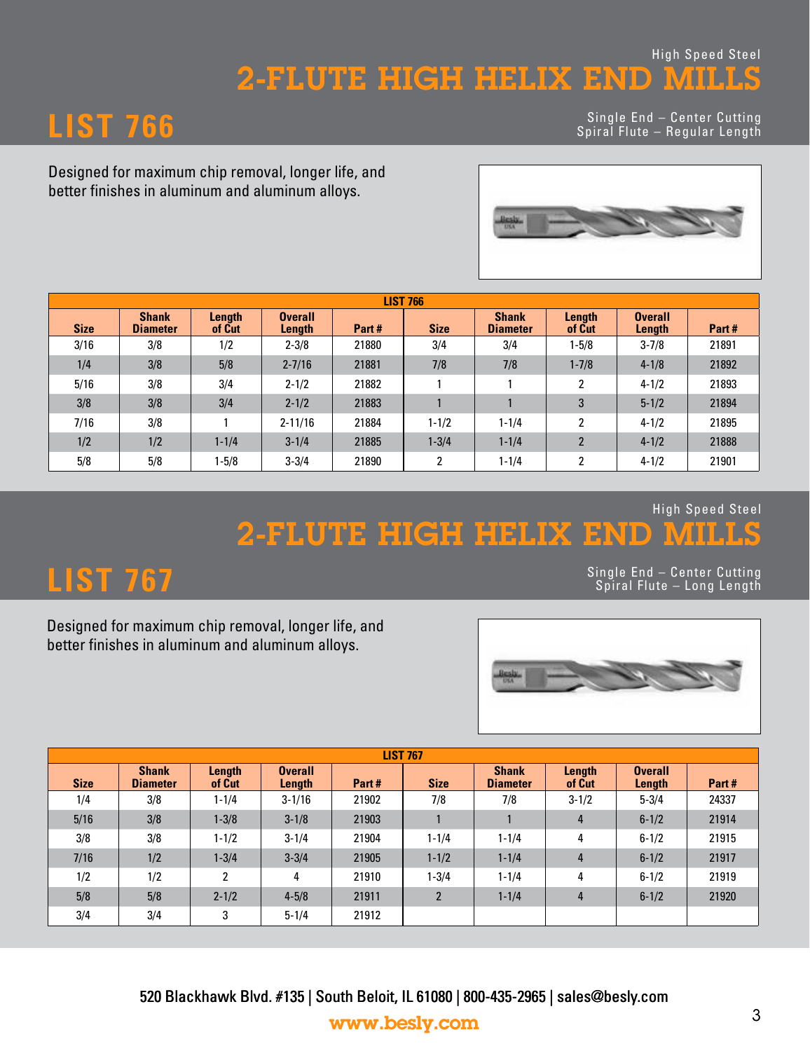High Speed Steel

# 2-FLUTE HIGH HELIX END MILLS

## LIST 766

Single End – Center Cutting
Spiral Flute – Regular Length

Designed for maximum chip removal, longer life, and better finishes in aluminum and aluminum alloys.

| LIST 766 | | | | | | | | | |
|---|---|---|---|---|---|---|---|---|---|
| Size | Shank Diameter | Length of Cut | Overall Length | Part # | Size | Shank Diameter | Length of Cut | Overall Length | Part # |
| 3/16 | 3/8 | 1/2 | 2-3/8 | 21880 | 3/4 | 3/4 | 1-5/8 | 3-7/8 | 21891 |
| 1/4 | 3/8 | 5/8 | 2-7/16 | 21881 | 7/8 | 7/8 | 1-7/8 | 4-1/8 | 21892 |
| 5/16 | 3/8 | 3/4 | 2-1/2 | 21882 | 1 | 1 | 2 | 4-1/2 | 21893 |
| 3/8 | 3/8 | 3/4 | 2-1/2 | 21883 | 1 | 1 | 3 | 5-1/2 | 21894 |
| 7/16 | 3/8 | 1 | 2-11/16 | 21884 | 1-1/2 | 1-1/4 | 2 | 4-1/2 | 21895 |
| 1/2 | 1/2 | 1-1/4 | 3-1/4 | 21885 | 1-3/4 | 1-1/4 | 2 | 4-1/2 | 21888 |
| 5/8 | 5/8 | 1-5/8 | 3-3/4 | 21890 | 2 | 1-1/4 | 2 | 4-1/2 | 21901 |

High Speed Steel

# 2-FLUTE HIGH HELIX END MILLS

## LIST 767

Single End – Center Cutting
Spiral Flute – Long Length

Designed for maximum chip removal, longer life, and better finishes in aluminum and aluminum alloys.

| LIST 767 | | | | | | | | | |
|---|---|---|---|---|---|---|---|---|---|
| Size | Shank Diameter | Length of Cut | Overall Length | Part # | Size | Shank Diameter | Length of Cut | Overall Length | Part # |
| 1/4 | 3/8 | 1-1/4 | 3-1/16 | 21902 | 7/8 | 7/8 | 3-1/2 | 5-3/4 | 24337 |
| 5/16 | 3/8 | 1-3/8 | 3-1/8 | 21903 | 1 | 1 | 4 | 6-1/2 | 21914 |
| 3/8 | 3/8 | 1-1/2 | 3-1/4 | 21904 | 1-1/4 | 1-1/4 | 4 | 6-1/2 | 21915 |
| 7/16 | 1/2 | 1-3/4 | 3-3/4 | 21905 | 1-1/2 | 1-1/4 | 4 | 6-1/2 | 21917 |
| 1/2 | 1/2 | 2 | 4 | 21910 | 1-3/4 | 1-1/4 | 4 | 6-1/2 | 21919 |
| 5/8 | 5/8 | 2-1/2 | 4-5/8 | 21911 | 2 | 1-1/4 | 4 | 6-1/2 | 21920 |
| 3/4 | 3/4 | 3 | 5-1/4 | 21912 | | | | | |

520 Blackhawk Blvd. #135 | South Beloit, IL 61080 | 800-435-2965 | sales@besly.com

www.besly.com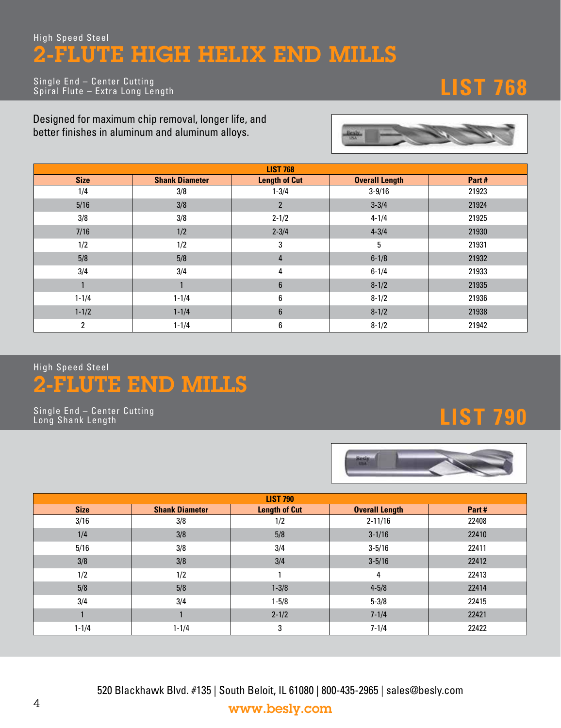High Speed Steel

# 2-FLUTE HIGH HELIX END MILLS

Single End – Center Cutting
Spiral Flute – Extra Long Length

## LIST 768

Designed for maximum chip removal, longer life, and better finishes in aluminum and aluminum alloys.

| LIST 768 | | | | |
|---|---|---|---|---|
| **Size** | **Shank Diameter** | **Length of Cut** | **Overall Length** | **Part #** |
| 1/4 | 3/8 | 1-3/4 | 3-9/16 | 21923 |
| 5/16 | 3/8 | 2 | 3-3/4 | 21924 |
| 3/8 | 3/8 | 2-1/2 | 4-1/4 | 21925 |
| 7/16 | 1/2 | 2-3/4 | 4-3/4 | 21930 |
| 1/2 | 1/2 | 3 | 5 | 21931 |
| 5/8 | 5/8 | 4 | 6-1/8 | 21932 |
| 3/4 | 3/4 | 4 | 6-1/4 | 21933 |
| 1 | 1 | 6 | 8-1/2 | 21935 |
| 1-1/4 | 1-1/4 | 6 | 8-1/2 | 21936 |
| 1-1/2 | 1-1/4 | 6 | 8-1/2 | 21938 |
| 2 | 1-1/4 | 6 | 8-1/2 | 21942 |

High Speed Steel

# 2-FLUTE END MILLS

Single End – Center Cutting
Long Shank Length

## LIST 790

| LIST 790 | | | | |
|---|---|---|---|---|
| **Size** | **Shank Diameter** | **Length of Cut** | **Overall Length** | **Part #** |
| 3/16 | 3/8 | 1/2 | 2-11/16 | 22408 |
| 1/4 | 3/8 | 5/8 | 3-1/16 | 22410 |
| 5/16 | 3/8 | 3/4 | 3-5/16 | 22411 |
| 3/8 | 3/8 | 3/4 | 3-5/16 | 22412 |
| 1/2 | 1/2 | 1 | 4 | 22413 |
| 5/8 | 5/8 | 1-3/8 | 4-5/8 | 22414 |
| 3/4 | 3/4 | 1-5/8 | 5-3/8 | 22415 |
| 1 | 1 | 2-1/2 | 7-1/4 | 22421 |
| 1-1/4 | 1-1/4 | 3 | 7-1/4 | 22422 |

520 Blackhawk Blvd. #135 | South Beloit, IL 61080 | 800-435-2965 | sales@besly.com

www.besly.com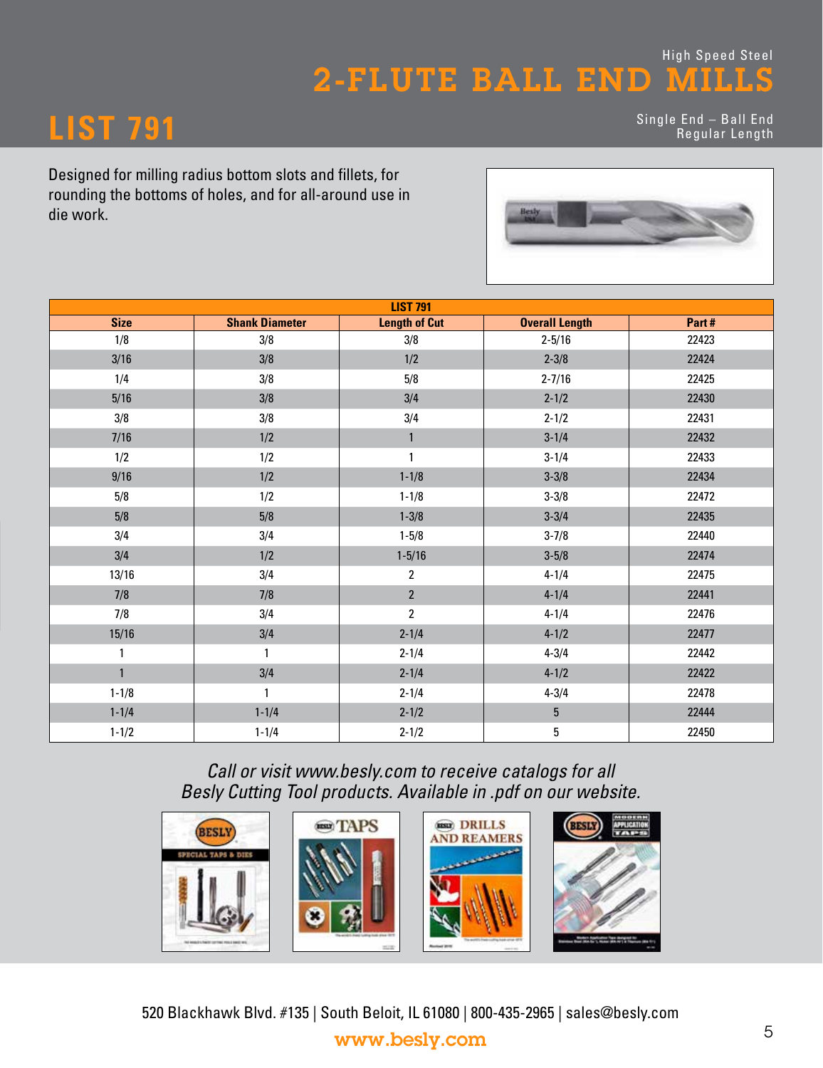High Speed Steel

# 2-FLUTE BALL END MILLS

## LIST 791

Single End – Ball End
Regular Length

Designed for milling radius bottom slots and fillets, for rounding the bottoms of holes, and for all-around use in die work.

| LIST 791 | | | | |
|---|---|---|---|---|
| **Size** | **Shank Diameter** | **Length of Cut** | **Overall Length** | **Part #** |
| 1/8 | 3/8 | 3/8 | 2-5/16 | 22423 |
| 3/16 | 3/8 | 1/2 | 2-3/8 | 22424 |
| 1/4 | 3/8 | 5/8 | 2-7/16 | 22425 |
| 5/16 | 3/8 | 3/4 | 2-1/2 | 22430 |
| 3/8 | 3/8 | 3/4 | 2-1/2 | 22431 |
| 7/16 | 1/2 | 1 | 3-1/4 | 22432 |
| 1/2 | 1/2 | 1 | 3-1/4 | 22433 |
| 9/16 | 1/2 | 1-1/8 | 3-3/8 | 22434 |
| 5/8 | 1/2 | 1-1/8 | 3-3/8 | 22472 |
| 5/8 | 5/8 | 1-3/8 | 3-3/4 | 22435 |
| 3/4 | 3/4 | 1-5/8 | 3-7/8 | 22440 |
| 3/4 | 1/2 | 1-5/16 | 3-5/8 | 22474 |
| 13/16 | 3/4 | 2 | 4-1/4 | 22475 |
| 7/8 | 7/8 | 2 | 4-1/4 | 22441 |
| 7/8 | 3/4 | 2 | 4-1/4 | 22476 |
| 15/16 | 3/4 | 2-1/4 | 4-1/2 | 22477 |
| 1 | 1 | 2-1/4 | 4-3/4 | 22442 |
| 1 | 3/4 | 2-1/4 | 4-1/2 | 22422 |
| 1-1/8 | 1 | 2-1/4 | 4-3/4 | 22478 |
| 1-1/4 | 1-1/4 | 2-1/2 | 5 | 22444 |
| 1-1/2 | 1-1/4 | 2-1/2 | 5 | 22450 |

*Call or visit www.besly.com to receive catalogs for all Besly Cutting Tool products. Available in .pdf on our website.*

520 Blackhawk Blvd. #135 | South Beloit, IL 61080 | 800-435-2965 | sales@besly.com

**www.besly.com**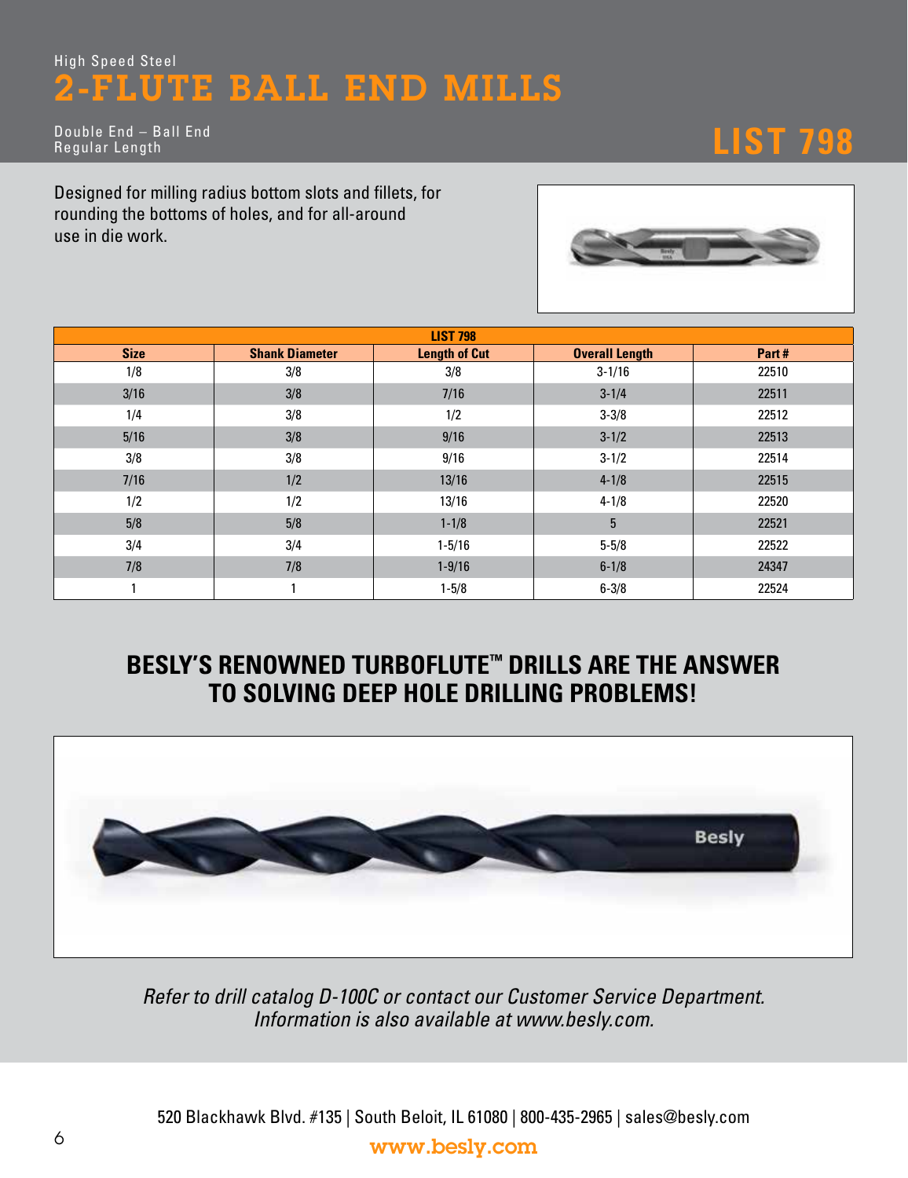High Speed Steel

# 2-FLUTE BALL END MILLS

Double End – Ball End
Regular Length

## LIST 798

Designed for milling radius bottom slots and fillets, for rounding the bottoms of holes, and for all-around use in die work.

| LIST 798 | | | | |
|---|---|---|---|---|
| **Size** | **Shank Diameter** | **Length of Cut** | **Overall Length** | **Part #** |
| 1/8 | 3/8 | 3/8 | 3-1/16 | 22510 |
| 3/16 | 3/8 | 7/16 | 3-1/4 | 22511 |
| 1/4 | 3/8 | 1/2 | 3-3/8 | 22512 |
| 5/16 | 3/8 | 9/16 | 3-1/2 | 22513 |
| 3/8 | 3/8 | 9/16 | 3-1/2 | 22514 |
| 7/16 | 1/2 | 13/16 | 4-1/8 | 22515 |
| 1/2 | 1/2 | 13/16 | 4-1/8 | 22520 |
| 5/8 | 5/8 | 1-1/8 | 5 | 22521 |
| 3/4 | 3/4 | 1-5/16 | 5-5/8 | 22522 |
| 7/8 | 7/8 | 1-9/16 | 6-1/8 | 24347 |
| 1 | 1 | 1-5/8 | 6-3/8 | 22524 |

## BESLY'S RENOWNED TURBOFLUTE™ DRILLS ARE THE ANSWER TO SOLVING DEEP HOLE DRILLING PROBLEMS!

*Refer to drill catalog D-100C or contact our Customer Service Department. Information is also available at www.besly.com.*

520 Blackhawk Blvd. #135 | South Beloit, IL 61080 | 800-435-2965 | sales@besly.com

www.besly.com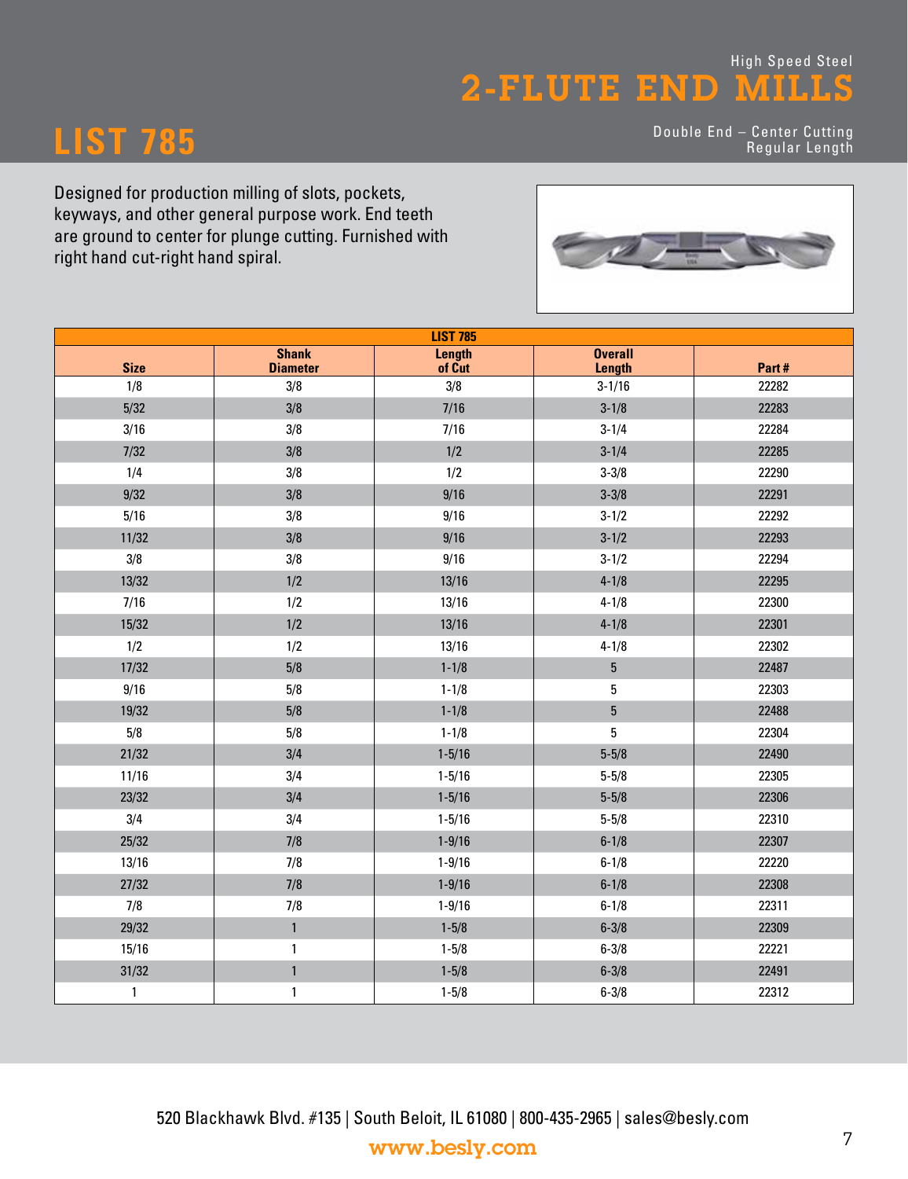High Speed Steel

# 2-FLUTE END MILLS

# LIST 785

Double End – Center Cutting
Regular Length

Designed for production milling of slots, pockets, keyways, and other general purpose work. End teeth are ground to center for plunge cutting. Furnished with right hand cut-right hand spiral.

| LIST 785 | | | | |
|---|---|---|---|---|
| **Size** | **Shank Diameter** | **Length of Cut** | **Overall Length** | **Part #** |
| 1/8 | 3/8 | 3/8 | 3-1/16 | 22282 |
| 5/32 | 3/8 | 7/16 | 3-1/8 | 22283 |
| 3/16 | 3/8 | 7/16 | 3-1/4 | 22284 |
| 7/32 | 3/8 | 1/2 | 3-1/4 | 22285 |
| 1/4 | 3/8 | 1/2 | 3-3/8 | 22290 |
| 9/32 | 3/8 | 9/16 | 3-3/8 | 22291 |
| 5/16 | 3/8 | 9/16 | 3-1/2 | 22292 |
| 11/32 | 3/8 | 9/16 | 3-1/2 | 22293 |
| 3/8 | 3/8 | 9/16 | 3-1/2 | 22294 |
| 13/32 | 1/2 | 13/16 | 4-1/8 | 22295 |
| 7/16 | 1/2 | 13/16 | 4-1/8 | 22300 |
| 15/32 | 1/2 | 13/16 | 4-1/8 | 22301 |
| 1/2 | 1/2 | 13/16 | 4-1/8 | 22302 |
| 17/32 | 5/8 | 1-1/8 | 5 | 22487 |
| 9/16 | 5/8 | 1-1/8 | 5 | 22303 |
| 19/32 | 5/8 | 1-1/8 | 5 | 22488 |
| 5/8 | 5/8 | 1-1/8 | 5 | 22304 |
| 21/32 | 3/4 | 1-5/16 | 5-5/8 | 22490 |
| 11/16 | 3/4 | 1-5/16 | 5-5/8 | 22305 |
| 23/32 | 3/4 | 1-5/16 | 5-5/8 | 22306 |
| 3/4 | 3/4 | 1-5/16 | 5-5/8 | 22310 |
| 25/32 | 7/8 | 1-9/16 | 6-1/8 | 22307 |
| 13/16 | 7/8 | 1-9/16 | 6-1/8 | 22220 |
| 27/32 | 7/8 | 1-9/16 | 6-1/8 | 22308 |
| 7/8 | 7/8 | 1-9/16 | 6-1/8 | 22311 |
| 29/32 | 1 | 1-5/8 | 6-3/8 | 22309 |
| 15/16 | 1 | 1-5/8 | 6-3/8 | 22221 |
| 31/32 | 1 | 1-5/8 | 6-3/8 | 22491 |
| 1 | 1 | 1-5/8 | 6-3/8 | 22312 |

520 Blackhawk Blvd. #135 | South Beloit, IL 61080 | 800-435-2965 | sales@besly.com

www.besly.com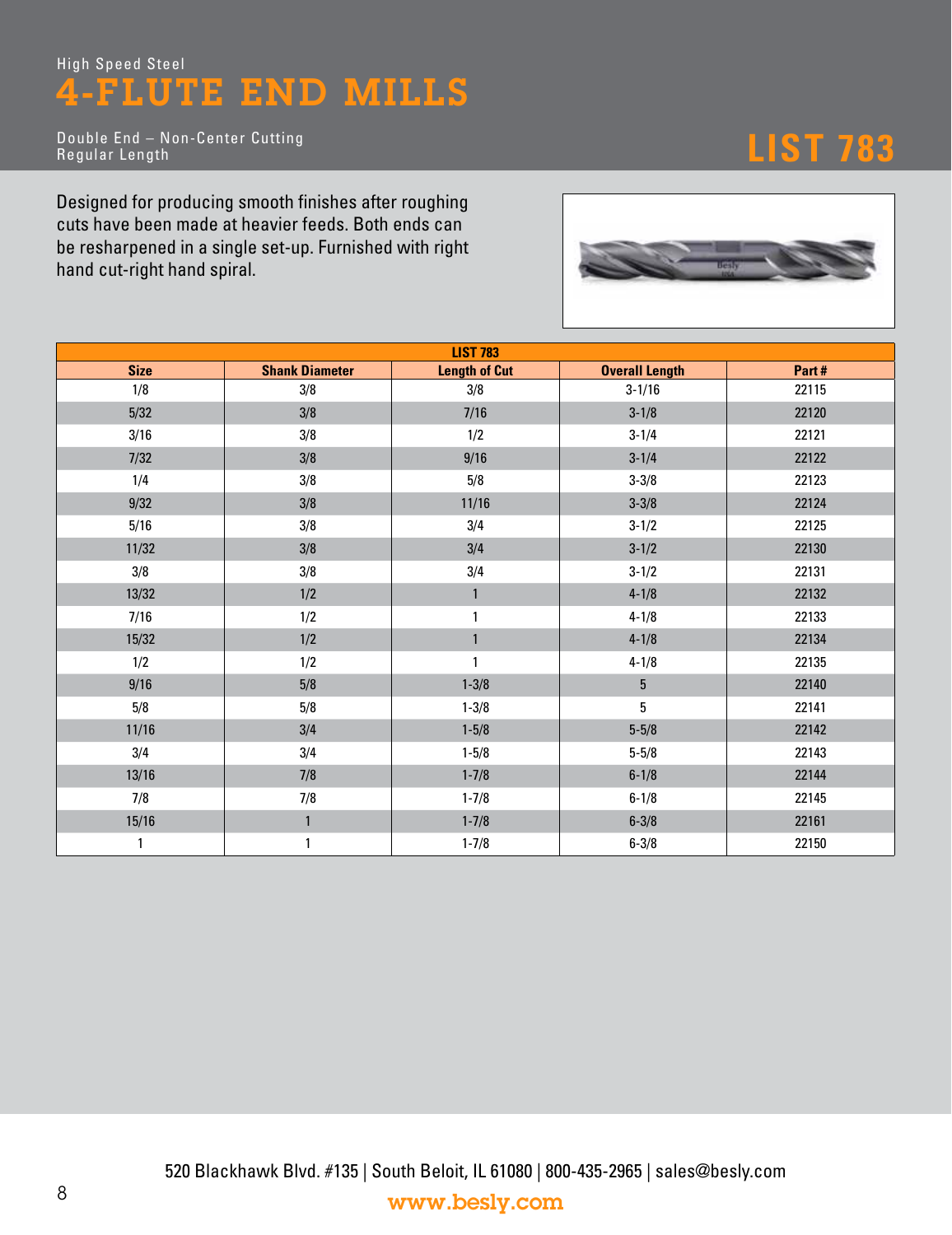High Speed Steel

# 4-FLUTE END MILLS

Double End – Non-Center Cutting
Regular Length

## LIST 783

Designed for producing smooth finishes after roughing cuts have been made at heavier feeds. Both ends can be resharpened in a single set-up. Furnished with right hand cut-right hand spiral.

| LIST 783 | | | | |
|---|---|---|---|---|
| **Size** | **Shank Diameter** | **Length of Cut** | **Overall Length** | **Part #** |
| 1/8 | 3/8 | 3/8 | 3-1/16 | 22115 |
| 5/32 | 3/8 | 7/16 | 3-1/8 | 22120 |
| 3/16 | 3/8 | 1/2 | 3-1/4 | 22121 |
| 7/32 | 3/8 | 9/16 | 3-1/4 | 22122 |
| 1/4 | 3/8 | 5/8 | 3-3/8 | 22123 |
| 9/32 | 3/8 | 11/16 | 3-3/8 | 22124 |
| 5/16 | 3/8 | 3/4 | 3-1/2 | 22125 |
| 11/32 | 3/8 | 3/4 | 3-1/2 | 22130 |
| 3/8 | 3/8 | 3/4 | 3-1/2 | 22131 |
| 13/32 | 1/2 | 1 | 4-1/8 | 22132 |
| 7/16 | 1/2 | 1 | 4-1/8 | 22133 |
| 15/32 | 1/2 | 1 | 4-1/8 | 22134 |
| 1/2 | 1/2 | 1 | 4-1/8 | 22135 |
| 9/16 | 5/8 | 1-3/8 | 5 | 22140 |
| 5/8 | 5/8 | 1-3/8 | 5 | 22141 |
| 11/16 | 3/4 | 1-5/8 | 5-5/8 | 22142 |
| 3/4 | 3/4 | 1-5/8 | 5-5/8 | 22143 |
| 13/16 | 7/8 | 1-7/8 | 6-1/8 | 22144 |
| 7/8 | 7/8 | 1-7/8 | 6-1/8 | 22145 |
| 15/16 | 1 | 1-7/8 | 6-3/8 | 22161 |
| 1 | 1 | 1-7/8 | 6-3/8 | 22150 |

520 Blackhawk Blvd. #135 | South Beloit, IL 61080 | 800-435-2965 | sales@besly.com
www.besly.com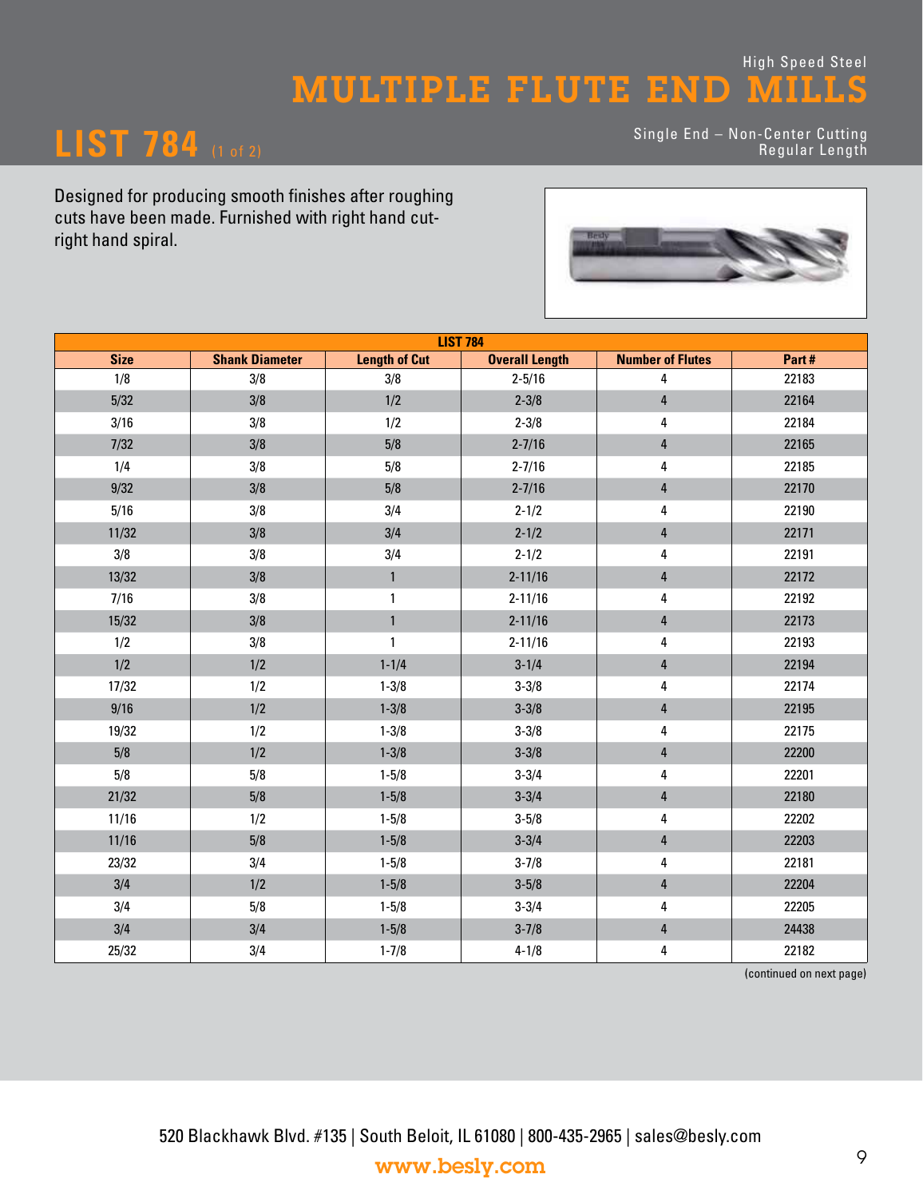High Speed Steel

# MULTIPLE FLUTE END MILLS

## LIST 784 (1 of 2)

Single End – Non-Center Cutting
Regular Length

Designed for producing smooth finishes after roughing cuts have been made. Furnished with right hand cut-right hand spiral.

| LIST 784 | | | | | |
|---|---|---|---|---|---|
| **Size** | **Shank Diameter** | **Length of Cut** | **Overall Length** | **Number of Flutes** | **Part #** |
| 1/8 | 3/8 | 3/8 | 2-5/16 | 4 | 22183 |
| 5/32 | 3/8 | 1/2 | 2-3/8 | 4 | 22164 |
| 3/16 | 3/8 | 1/2 | 2-3/8 | 4 | 22184 |
| 7/32 | 3/8 | 5/8 | 2-7/16 | 4 | 22165 |
| 1/4 | 3/8 | 5/8 | 2-7/16 | 4 | 22185 |
| 9/32 | 3/8 | 5/8 | 2-7/16 | 4 | 22170 |
| 5/16 | 3/8 | 3/4 | 2-1/2 | 4 | 22190 |
| 11/32 | 3/8 | 3/4 | 2-1/2 | 4 | 22171 |
| 3/8 | 3/8 | 3/4 | 2-1/2 | 4 | 22191 |
| 13/32 | 3/8 | 1 | 2-11/16 | 4 | 22172 |
| 7/16 | 3/8 | 1 | 2-11/16 | 4 | 22192 |
| 15/32 | 3/8 | 1 | 2-11/16 | 4 | 22173 |
| 1/2 | 3/8 | 1 | 2-11/16 | 4 | 22193 |
| 1/2 | 1/2 | 1-1/4 | 3-1/4 | 4 | 22194 |
| 17/32 | 1/2 | 1-3/8 | 3-3/8 | 4 | 22174 |
| 9/16 | 1/2 | 1-3/8 | 3-3/8 | 4 | 22195 |
| 19/32 | 1/2 | 1-3/8 | 3-3/8 | 4 | 22175 |
| 5/8 | 1/2 | 1-3/8 | 3-3/8 | 4 | 22200 |
| 5/8 | 5/8 | 1-5/8 | 3-3/4 | 4 | 22201 |
| 21/32 | 5/8 | 1-5/8 | 3-3/4 | 4 | 22180 |
| 11/16 | 1/2 | 1-5/8 | 3-5/8 | 4 | 22202 |
| 11/16 | 5/8 | 1-5/8 | 3-3/4 | 4 | 22203 |
| 23/32 | 3/4 | 1-5/8 | 3-7/8 | 4 | 22181 |
| 3/4 | 1/2 | 1-5/8 | 3-5/8 | 4 | 22204 |
| 3/4 | 5/8 | 1-5/8 | 3-3/4 | 4 | 22205 |
| 3/4 | 3/4 | 1-5/8 | 3-7/8 | 4 | 24438 |
| 25/32 | 3/4 | 1-7/8 | 4-1/8 | 4 | 22182 |

(continued on next page)

520 Blackhawk Blvd. #135 | South Beloit, IL 61080 | 800-435-2965 | sales@besly.com

www.besly.com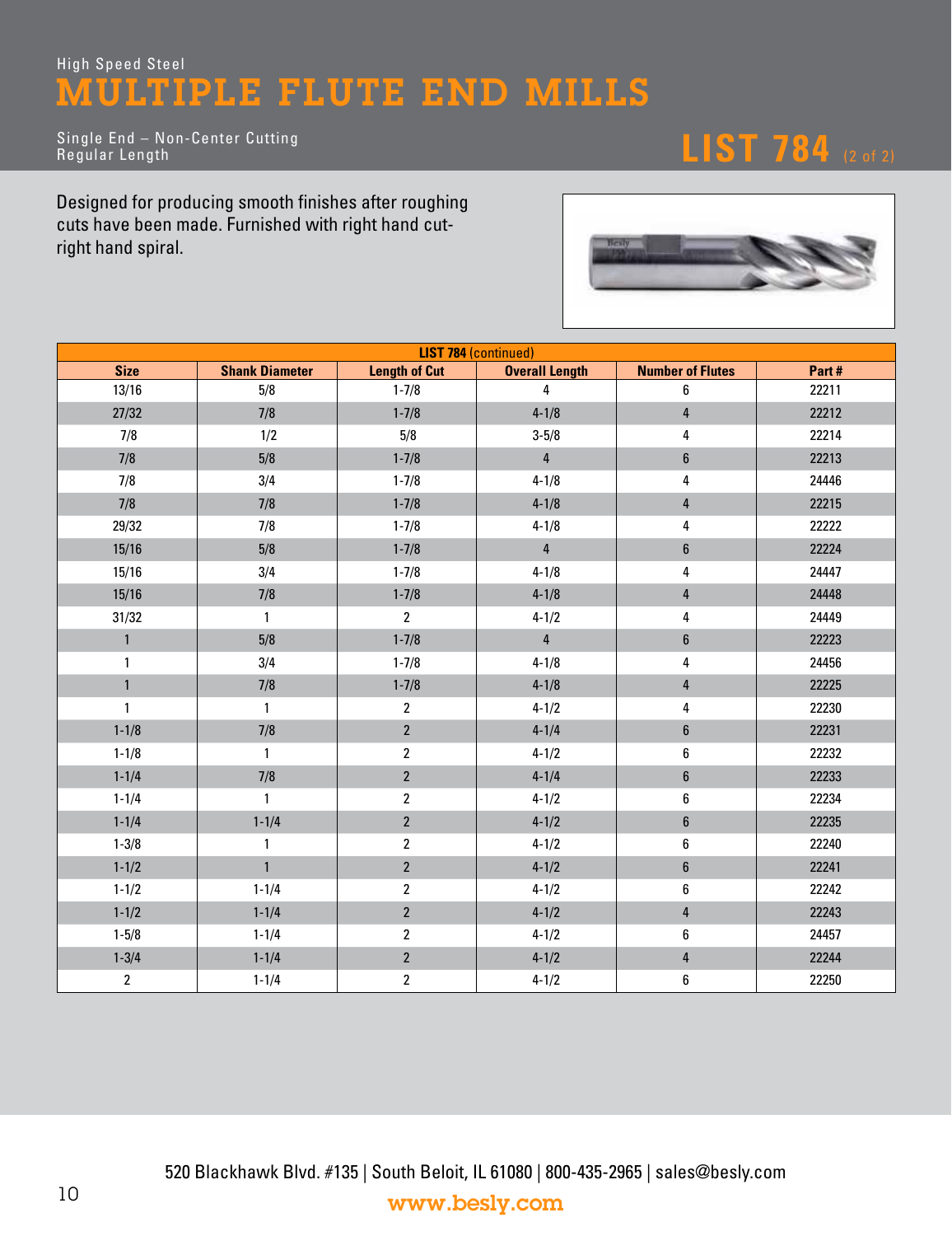High Speed Steel

# MULTIPLE FLUTE END MILLS

Single End – Non-Center Cutting
Regular Length

## LIST 784 (2 of 2)

Designed for producing smooth finishes after roughing cuts have been made. Furnished with right hand cut-right hand spiral.

| **LIST 784** (continued) | | | | | |
|---|---|---|---|---|---|
| **Size** | **Shank Diameter** | **Length of Cut** | **Overall Length** | **Number of Flutes** | **Part #** |
| 13/16 | 5/8 | 1-7/8 | 4 | 6 | 22211 |
| 27/32 | 7/8 | 1-7/8 | 4-1/8 | 4 | 22212 |
| 7/8 | 1/2 | 5/8 | 3-5/8 | 4 | 22214 |
| 7/8 | 5/8 | 1-7/8 | 4 | 6 | 22213 |
| 7/8 | 3/4 | 1-7/8 | 4-1/8 | 4 | 24446 |
| 7/8 | 7/8 | 1-7/8 | 4-1/8 | 4 | 22215 |
| 29/32 | 7/8 | 1-7/8 | 4-1/8 | 4 | 22222 |
| 15/16 | 5/8 | 1-7/8 | 4 | 6 | 22224 |
| 15/16 | 3/4 | 1-7/8 | 4-1/8 | 4 | 24447 |
| 15/16 | 7/8 | 1-7/8 | 4-1/8 | 4 | 24448 |
| 31/32 | 1 | 2 | 4-1/2 | 4 | 24449 |
| 1 | 5/8 | 1-7/8 | 4 | 6 | 22223 |
| 1 | 3/4 | 1-7/8 | 4-1/8 | 4 | 24456 |
| 1 | 7/8 | 1-7/8 | 4-1/8 | 4 | 22225 |
| 1 | 1 | 2 | 4-1/2 | 4 | 22230 |
| 1-1/8 | 7/8 | 2 | 4-1/4 | 6 | 22231 |
| 1-1/8 | 1 | 2 | 4-1/2 | 6 | 22232 |
| 1-1/4 | 7/8 | 2 | 4-1/4 | 6 | 22233 |
| 1-1/4 | 1 | 2 | 4-1/2 | 6 | 22234 |
| 1-1/4 | 1-1/4 | 2 | 4-1/2 | 6 | 22235 |
| 1-3/8 | 1 | 2 | 4-1/2 | 6 | 22240 |
| 1-1/2 | 1 | 2 | 4-1/2 | 6 | 22241 |
| 1-1/2 | 1-1/4 | 2 | 4-1/2 | 6 | 22242 |
| 1-1/2 | 1-1/4 | 2 | 4-1/2 | 4 | 22243 |
| 1-5/8 | 1-1/4 | 2 | 4-1/2 | 6 | 24457 |
| 1-3/4 | 1-1/4 | 2 | 4-1/2 | 4 | 22244 |
| 2 | 1-1/4 | 2 | 4-1/2 | 6 | 22250 |

520 Blackhawk Blvd. #135 | South Beloit, IL 61080 | 800-435-2965 | sales@besly.com

www.besly.com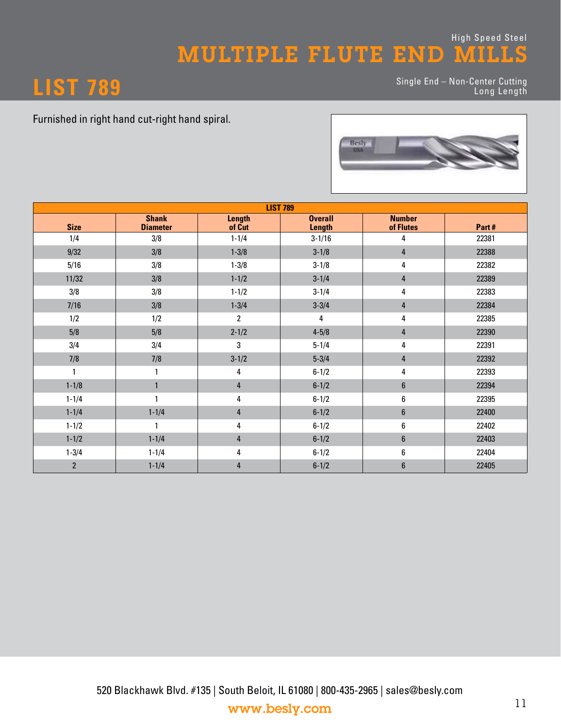High Speed Steel

# MULTIPLE FLUTE END MILLS

# LIST 789

Single End – Non-Center Cutting
Long Length

Furnished in right hand cut-right hand spiral.

| LIST 789 | | | | | |
|---|---|---|---|---|---|
| **Size** | **Shank Diameter** | **Length of Cut** | **Overall Length** | **Number of Flutes** | **Part #** |
| 1/4 | 3/8 | 1-1/4 | 3-1/16 | 4 | 22381 |
| 9/32 | 3/8 | 1-3/8 | 3-1/8 | 4 | 22388 |
| 5/16 | 3/8 | 1-3/8 | 3-1/8 | 4 | 22382 |
| 11/32 | 3/8 | 1-1/2 | 3-1/4 | 4 | 22389 |
| 3/8 | 3/8 | 1-1/2 | 3-1/4 | 4 | 22383 |
| 7/16 | 3/8 | 1-3/4 | 3-3/4 | 4 | 22384 |
| 1/2 | 1/2 | 2 | 4 | 4 | 22385 |
| 5/8 | 5/8 | 2-1/2 | 4-5/8 | 4 | 22390 |
| 3/4 | 3/4 | 3 | 5-1/4 | 4 | 22391 |
| 7/8 | 7/8 | 3-1/2 | 5-3/4 | 4 | 22392 |
| 1 | 1 | 4 | 6-1/2 | 4 | 22393 |
| 1-1/8 | 1 | 4 | 6-1/2 | 6 | 22394 |
| 1-1/4 | 1 | 4 | 6-1/2 | 6 | 22395 |
| 1-1/4 | 1-1/4 | 4 | 6-1/2 | 6 | 22400 |
| 1-1/2 | 1 | 4 | 6-1/2 | 6 | 22402 |
| 1-1/2 | 1-1/4 | 4 | 6-1/2 | 6 | 22403 |
| 1-3/4 | 1-1/4 | 4 | 6-1/2 | 6 | 22404 |
| 2 | 1-1/4 | 4 | 6-1/2 | 6 | 22405 |

520 Blackhawk Blvd. #135 | South Beloit, IL 61080 | 800-435-2965 | sales@besly.com
www.besly.com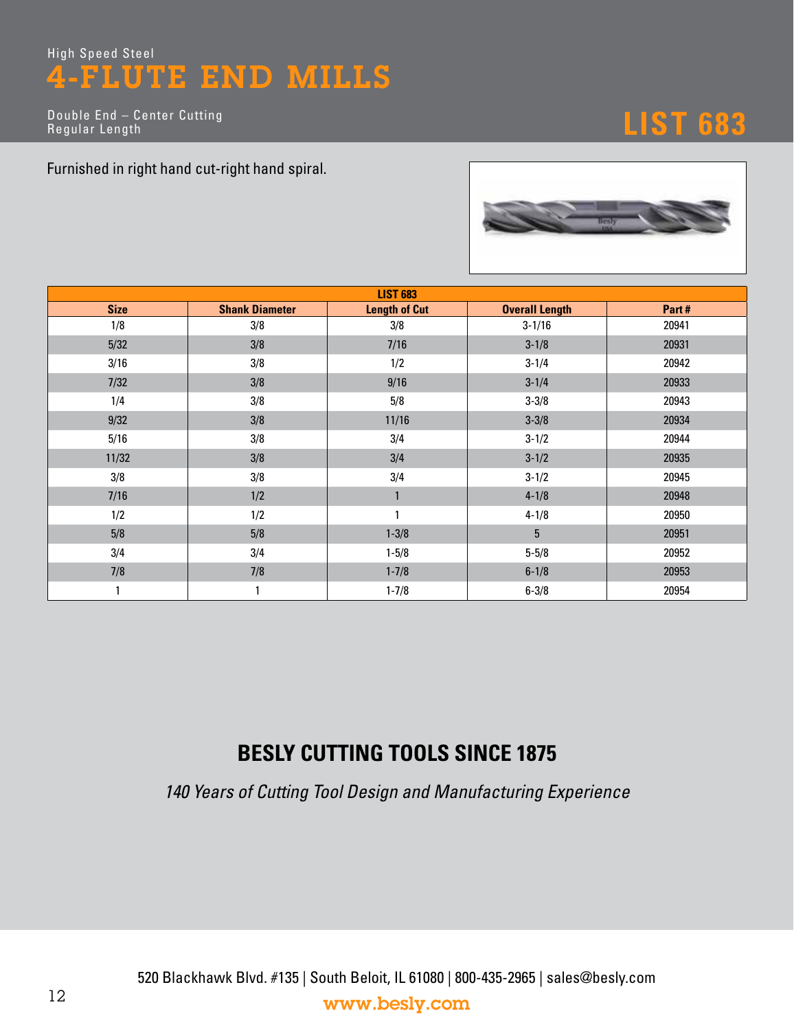High Speed Steel

# 4-FLUTE END MILLS

Double End – Center Cutting
Regular Length

## LIST 683

Furnished in right hand cut-right hand spiral.

| LIST 683 | | | | |
|---|---|---|---|---|
| **Size** | **Shank Diameter** | **Length of Cut** | **Overall Length** | **Part #** |
| 1/8 | 3/8 | 3/8 | 3-1/16 | 20941 |
| 5/32 | 3/8 | 7/16 | 3-1/8 | 20931 |
| 3/16 | 3/8 | 1/2 | 3-1/4 | 20942 |
| 7/32 | 3/8 | 9/16 | 3-1/4 | 20933 |
| 1/4 | 3/8 | 5/8 | 3-3/8 | 20943 |
| 9/32 | 3/8 | 11/16 | 3-3/8 | 20934 |
| 5/16 | 3/8 | 3/4 | 3-1/2 | 20944 |
| 11/32 | 3/8 | 3/4 | 3-1/2 | 20935 |
| 3/8 | 3/8 | 3/4 | 3-1/2 | 20945 |
| 7/16 | 1/2 | 1 | 4-1/8 | 20948 |
| 1/2 | 1/2 | 1 | 4-1/8 | 20950 |
| 5/8 | 5/8 | 1-3/8 | 5 | 20951 |
| 3/4 | 3/4 | 1-5/8 | 5-5/8 | 20952 |
| 7/8 | 7/8 | 1-7/8 | 6-1/8 | 20953 |
| 1 | 1 | 1-7/8 | 6-3/8 | 20954 |

## BESLY CUTTING TOOLS SINCE 1875

*140 Years of Cutting Tool Design and Manufacturing Experience*

520 Blackhawk Blvd. #135 | South Beloit, IL 61080 | 800-435-2965 | sales@besly.com

www.besly.com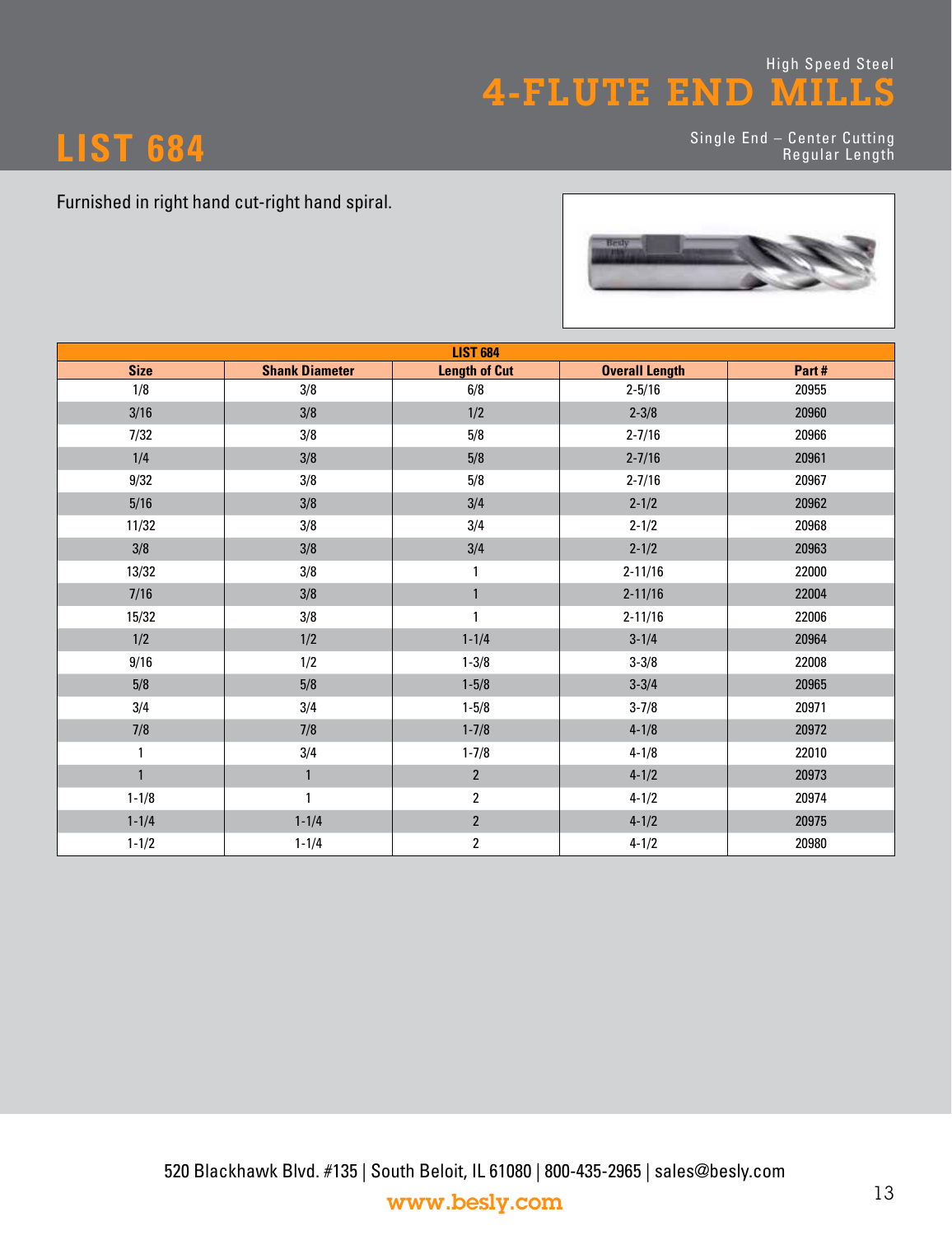High Speed Steel

# 4-FLUTE END MILLS

# LIST 684

Single End – Center Cutting
Regular Length

Furnished in right hand cut-right hand spiral.

| LIST 684 | | | | |
|---|---|---|---|---|
| **Size** | **Shank Diameter** | **Length of Cut** | **Overall Length** | **Part #** |
| 1/8 | 3/8 | 6/8 | 2-5/16 | 20955 |
| 3/16 | 3/8 | 1/2 | 2-3/8 | 20960 |
| 7/32 | 3/8 | 5/8 | 2-7/16 | 20966 |
| 1/4 | 3/8 | 5/8 | 2-7/16 | 20961 |
| 9/32 | 3/8 | 5/8 | 2-7/16 | 20967 |
| 5/16 | 3/8 | 3/4 | 2-1/2 | 20962 |
| 11/32 | 3/8 | 3/4 | 2-1/2 | 20968 |
| 3/8 | 3/8 | 3/4 | 2-1/2 | 20963 |
| 13/32 | 3/8 | 1 | 2-11/16 | 22000 |
| 7/16 | 3/8 | 1 | 2-11/16 | 22004 |
| 15/32 | 3/8 | 1 | 2-11/16 | 22006 |
| 1/2 | 1/2 | 1-1/4 | 3-1/4 | 20964 |
| 9/16 | 1/2 | 1-3/8 | 3-3/8 | 22008 |
| 5/8 | 5/8 | 1-5/8 | 3-3/4 | 20965 |
| 3/4 | 3/4 | 1-5/8 | 3-7/8 | 20971 |
| 7/8 | 7/8 | 1-7/8 | 4-1/8 | 20972 |
| 1 | 3/4 | 1-7/8 | 4-1/8 | 22010 |
| 1 | 1 | 2 | 4-1/2 | 20973 |
| 1-1/8 | 1 | 2 | 4-1/2 | 20974 |
| 1-1/4 | 1-1/4 | 2 | 4-1/2 | 20975 |
| 1-1/2 | 1-1/4 | 2 | 4-1/2 | 20980 |

520 Blackhawk Blvd. #135 | South Beloit, IL 61080 | 800-435-2965 | sales@besly.com

www.besly.com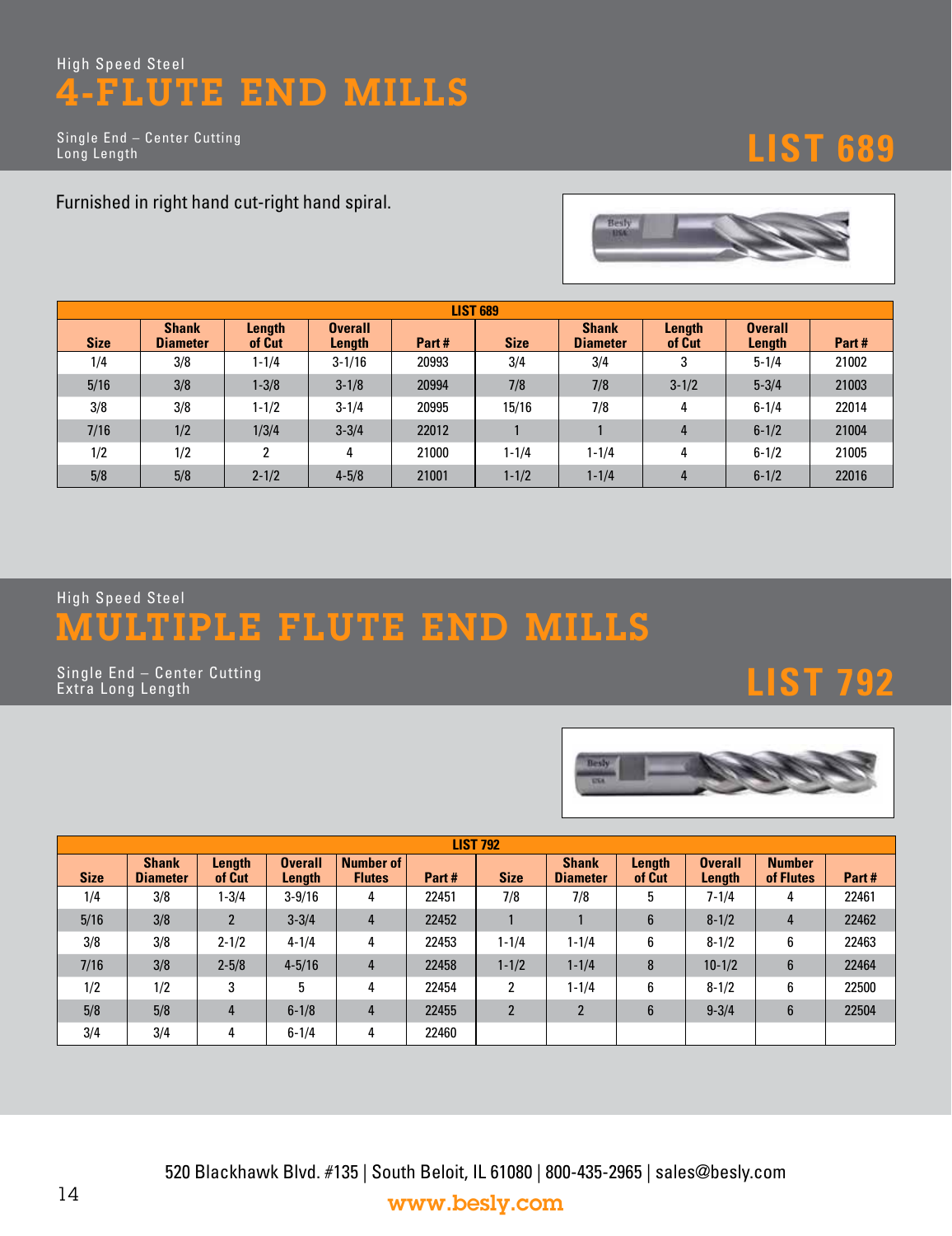High Speed Steel

# 4-FLUTE END MILLS

Single End – Center Cutting
Long Length

## LIST 689

Furnished in right hand cut-right hand spiral.

| LIST 689 | | | | | | | | | |
|---|---|---|---|---|---|---|---|---|---|
| Size | Shank Diameter | Length of Cut | Overall Length | Part # | Size | Shank Diameter | Length of Cut | Overall Length | Part # |
| 1/4 | 3/8 | 1-1/4 | 3-1/16 | 20993 | 3/4 | 3/4 | 3 | 5-1/4 | 21002 |
| 5/16 | 3/8 | 1-3/8 | 3-1/8 | 20994 | 7/8 | 7/8 | 3-1/2 | 5-3/4 | 21003 |
| 3/8 | 3/8 | 1-1/2 | 3-1/4 | 20995 | 15/16 | 7/8 | 4 | 6-1/4 | 22014 |
| 7/16 | 1/2 | 1/3/4 | 3-3/4 | 22012 | 1 | 1 | 4 | 6-1/2 | 21004 |
| 1/2 | 1/2 | 2 | 4 | 21000 | 1-1/4 | 1-1/4 | 4 | 6-1/2 | 21005 |
| 5/8 | 5/8 | 2-1/2 | 4-5/8 | 21001 | 1-1/2 | 1-1/4 | 4 | 6-1/2 | 22016 |

High Speed Steel

# MULTIPLE FLUTE END MILLS

Single End – Center Cutting
Extra Long Length

## LIST 792

| LIST 792 | | | | | | | | | | | |
|---|---|---|---|---|---|---|---|---|---|---|---|
| Size | Shank Diameter | Length of Cut | Overall Length | Number of Flutes | Part # | Size | Shank Diameter | Length of Cut | Overall Length | Number of Flutes | Part # |
| 1/4 | 3/8 | 1-3/4 | 3-9/16 | 4 | 22451 | 7/8 | 7/8 | 5 | 7-1/4 | 4 | 22461 |
| 5/16 | 3/8 | 2 | 3-3/4 | 4 | 22452 | 1 | 1 | 6 | 8-1/2 | 4 | 22462 |
| 3/8 | 3/8 | 2-1/2 | 4-1/4 | 4 | 22453 | 1-1/4 | 1-1/4 | 6 | 8-1/2 | 6 | 22463 |
| 7/16 | 3/8 | 2-5/8 | 4-5/16 | 4 | 22458 | 1-1/2 | 1-1/4 | 8 | 10-1/2 | 6 | 22464 |
| 1/2 | 1/2 | 3 | 5 | 4 | 22454 | 2 | 1-1/4 | 6 | 8-1/2 | 6 | 22500 |
| 5/8 | 5/8 | 4 | 6-1/8 | 4 | 22455 | 2 | 2 | 6 | 9-3/4 | 6 | 22504 |
| 3/4 | 3/4 | 4 | 6-1/4 | 4 | 22460 | | | | | | |

520 Blackhawk Blvd. #135 | South Beloit, IL 61080 | 800-435-2965 | sales@besly.com
www.besly.com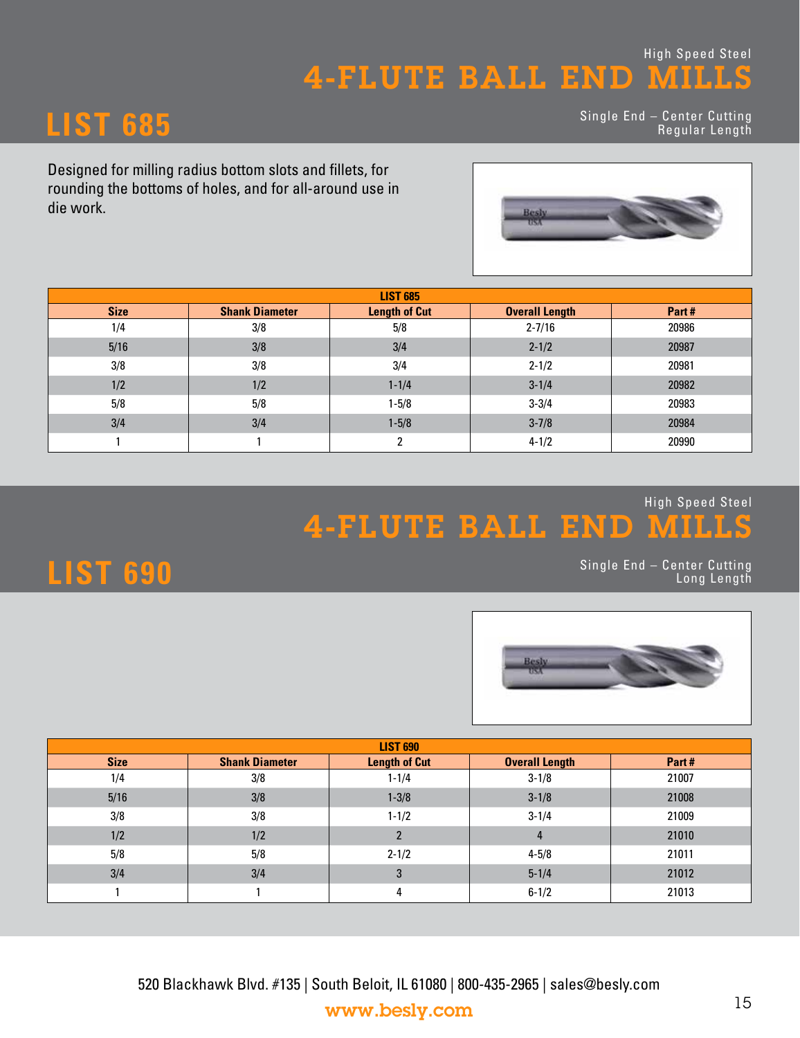High Speed Steel

# 4-FLUTE BALL END MILLS

## LIST 685

Single End – Center Cutting
Regular Length

Designed for milling radius bottom slots and fillets, for rounding the bottoms of holes, and for all-around use in die work.

| LIST 685 | | | | |
|---|---|---|---|---|
| **Size** | **Shank Diameter** | **Length of Cut** | **Overall Length** | **Part #** |
| 1/4 | 3/8 | 5/8 | 2-7/16 | 20986 |
| 5/16 | 3/8 | 3/4 | 2-1/2 | 20987 |
| 3/8 | 3/8 | 3/4 | 2-1/2 | 20981 |
| 1/2 | 1/2 | 1-1/4 | 3-1/4 | 20982 |
| 5/8 | 5/8 | 1-5/8 | 3-3/4 | 20983 |
| 3/4 | 3/4 | 1-5/8 | 3-7/8 | 20984 |
| 1 | 1 | 2 | 4-1/2 | 20990 |

High Speed Steel

# 4-FLUTE BALL END MILLS

## LIST 690

Single End – Center Cutting
Long Length

| LIST 690 | | | | |
|---|---|---|---|---|
| **Size** | **Shank Diameter** | **Length of Cut** | **Overall Length** | **Part #** |
| 1/4 | 3/8 | 1-1/4 | 3-1/8 | 21007 |
| 5/16 | 3/8 | 1-3/8 | 3-1/8 | 21008 |
| 3/8 | 3/8 | 1-1/2 | 3-1/4 | 21009 |
| 1/2 | 1/2 | 2 | 4 | 21010 |
| 5/8 | 5/8 | 2-1/2 | 4-5/8 | 21011 |
| 3/4 | 3/4 | 3 | 5-1/4 | 21012 |
| 1 | 1 | 4 | 6-1/2 | 21013 |

520 Blackhawk Blvd. #135 | South Beloit, IL 61080 | 800-435-2965 | sales@besly.com

www.besly.com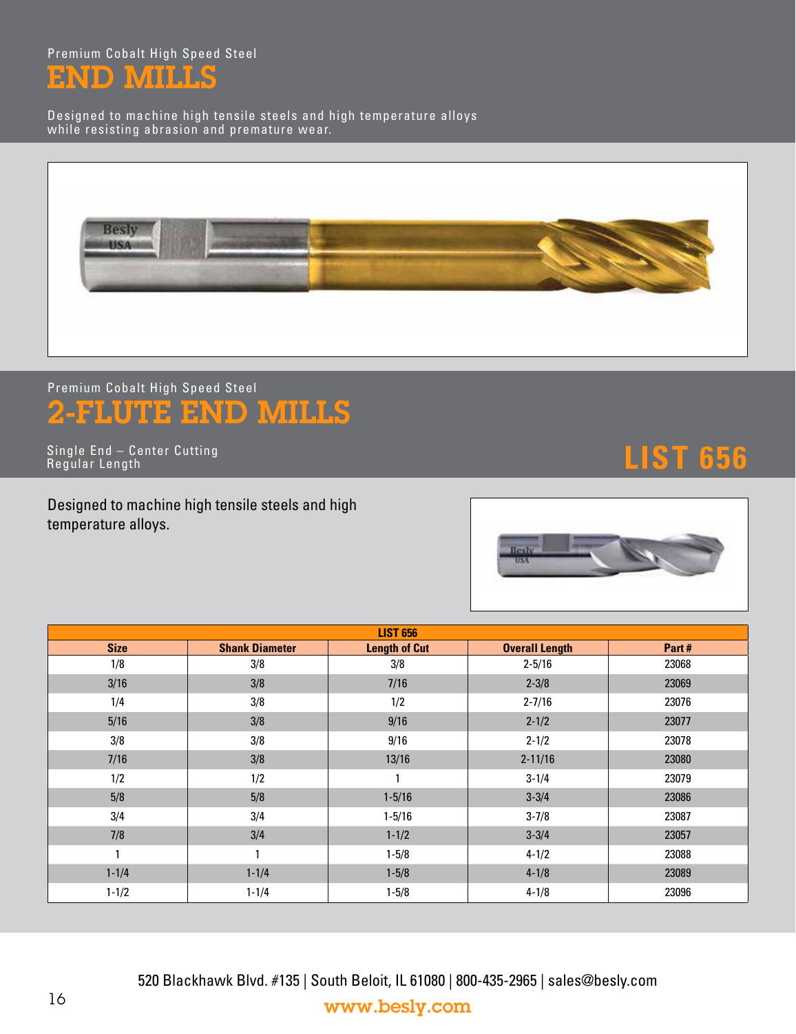Premium Cobalt High Speed Steel

# END MILLS

Designed to machine high tensile steels and high temperature alloys while resisting abrasion and premature wear.

Premium Cobalt High Speed Steel

# 2-FLUTE END MILLS

Single End – Center Cutting
Regular Length

## LIST 656

Designed to machine high tensile steels and high temperature alloys.

| LIST 656 | | | | |
|---|---|---|---|---|
| **Size** | **Shank Diameter** | **Length of Cut** | **Overall Length** | **Part #** |
| 1/8 | 3/8 | 3/8 | 2-5/16 | 23068 |
| 3/16 | 3/8 | 7/16 | 2-3/8 | 23069 |
| 1/4 | 3/8 | 1/2 | 2-7/16 | 23076 |
| 5/16 | 3/8 | 9/16 | 2-1/2 | 23077 |
| 3/8 | 3/8 | 9/16 | 2-1/2 | 23078 |
| 7/16 | 3/8 | 13/16 | 2-11/16 | 23080 |
| 1/2 | 1/2 | 1 | 3-1/4 | 23079 |
| 5/8 | 5/8 | 1-5/16 | 3-3/4 | 23086 |
| 3/4 | 3/4 | 1-5/16 | 3-7/8 | 23087 |
| 7/8 | 3/4 | 1-1/2 | 3-3/4 | 23057 |
| 1 | 1 | 1-5/8 | 4-1/2 | 23088 |
| 1-1/4 | 1-1/4 | 1-5/8 | 4-1/8 | 23089 |
| 1-1/2 | 1-1/4 | 1-5/8 | 4-1/8 | 23096 |

520 Blackhawk Blvd. #135 | South Beloit, IL 61080 | 800-435-2965 | sales@besly.com
www.besly.com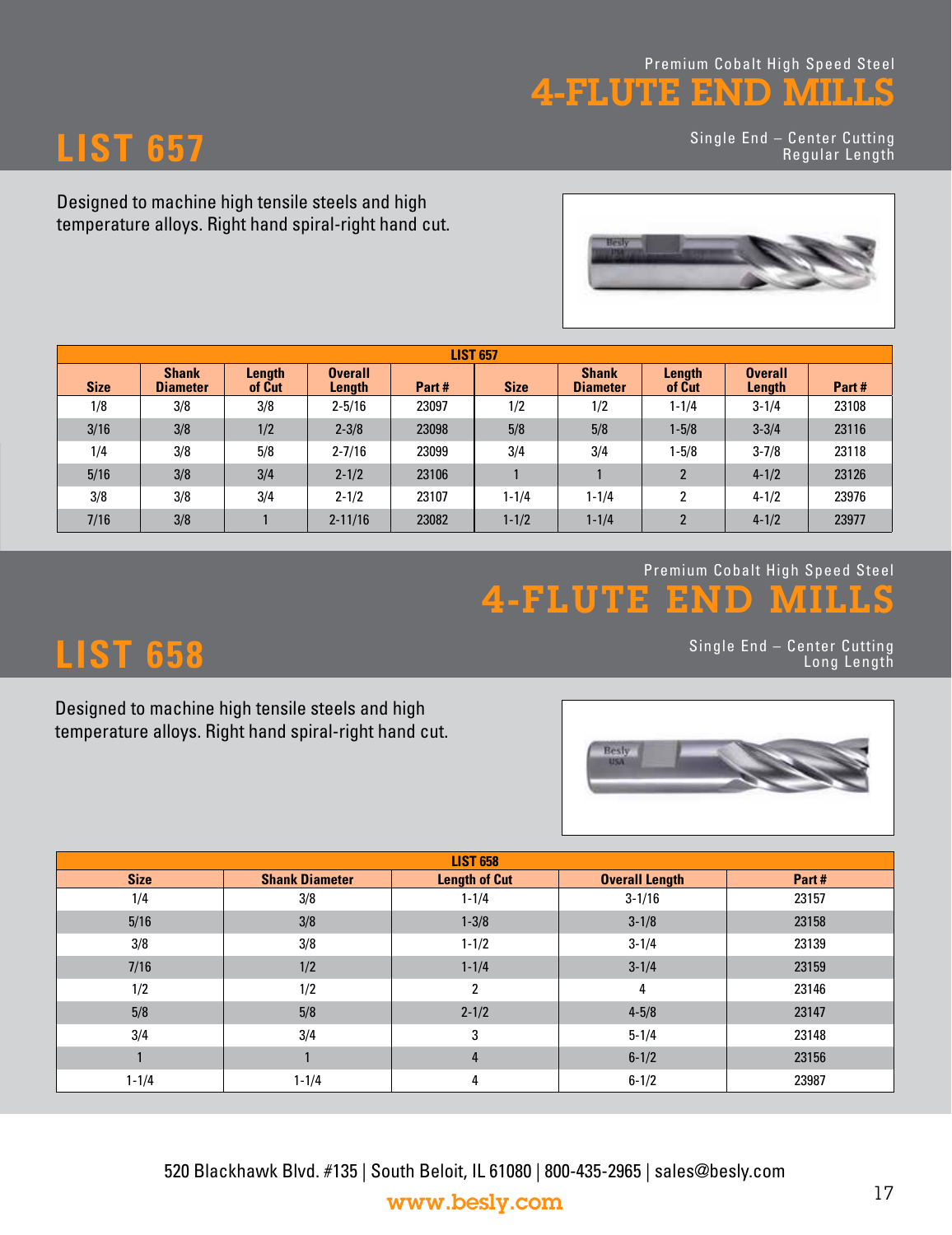# LIST 657

Premium Cobalt High Speed Steel

## 4-FLUTE END MILLS

Single End – Center Cutting
Regular Length

Designed to machine high tensile steels and high temperature alloys. Right hand spiral-right hand cut.

| LIST 657 | | | | | | | | | |
|---|---|---|---|---|---|---|---|---|---|
| Size | Shank Diameter | Length of Cut | Overall Length | Part # | Size | Shank Diameter | Length of Cut | Overall Length | Part # |
| 1/8 | 3/8 | 3/8 | 2-5/16 | 23097 | 1/2 | 1/2 | 1-1/4 | 3-1/4 | 23108 |
| 3/16 | 3/8 | 1/2 | 2-3/8 | 23098 | 5/8 | 5/8 | 1-5/8 | 3-3/4 | 23116 |
| 1/4 | 3/8 | 5/8 | 2-7/16 | 23099 | 3/4 | 3/4 | 1-5/8 | 3-7/8 | 23118 |
| 5/16 | 3/8 | 3/4 | 2-1/2 | 23106 | 1 | 1 | 2 | 4-1/2 | 23126 |
| 3/8 | 3/8 | 3/4 | 2-1/2 | 23107 | 1-1/4 | 1-1/4 | 2 | 4-1/2 | 23976 |
| 7/16 | 3/8 | 1 | 2-11/16 | 23082 | 1-1/2 | 1-1/4 | 2 | 4-1/2 | 23977 |

# LIST 658

Premium Cobalt High Speed Steel

## 4-FLUTE END MILLS

Single End – Center Cutting
Long Length

Designed to machine high tensile steels and high temperature alloys. Right hand spiral-right hand cut.

| LIST 658 | | | | |
|---|---|---|---|---|
| Size | Shank Diameter | Length of Cut | Overall Length | Part # |
| 1/4 | 3/8 | 1-1/4 | 3-1/16 | 23157 |
| 5/16 | 3/8 | 1-3/8 | 3-1/8 | 23158 |
| 3/8 | 3/8 | 1-1/2 | 3-1/4 | 23139 |
| 7/16 | 1/2 | 1-1/4 | 3-1/4 | 23159 |
| 1/2 | 1/2 | 2 | 4 | 23146 |
| 5/8 | 5/8 | 2-1/2 | 4-5/8 | 23147 |
| 3/4 | 3/4 | 3 | 5-1/4 | 23148 |
| 1 | 1 | 4 | 6-1/2 | 23156 |
| 1-1/4 | 1-1/4 | 4 | 6-1/2 | 23987 |

520 Blackhawk Blvd. #135 | South Beloit, IL 61080 | 800-435-2965 | sales@besly.com

www.besly.com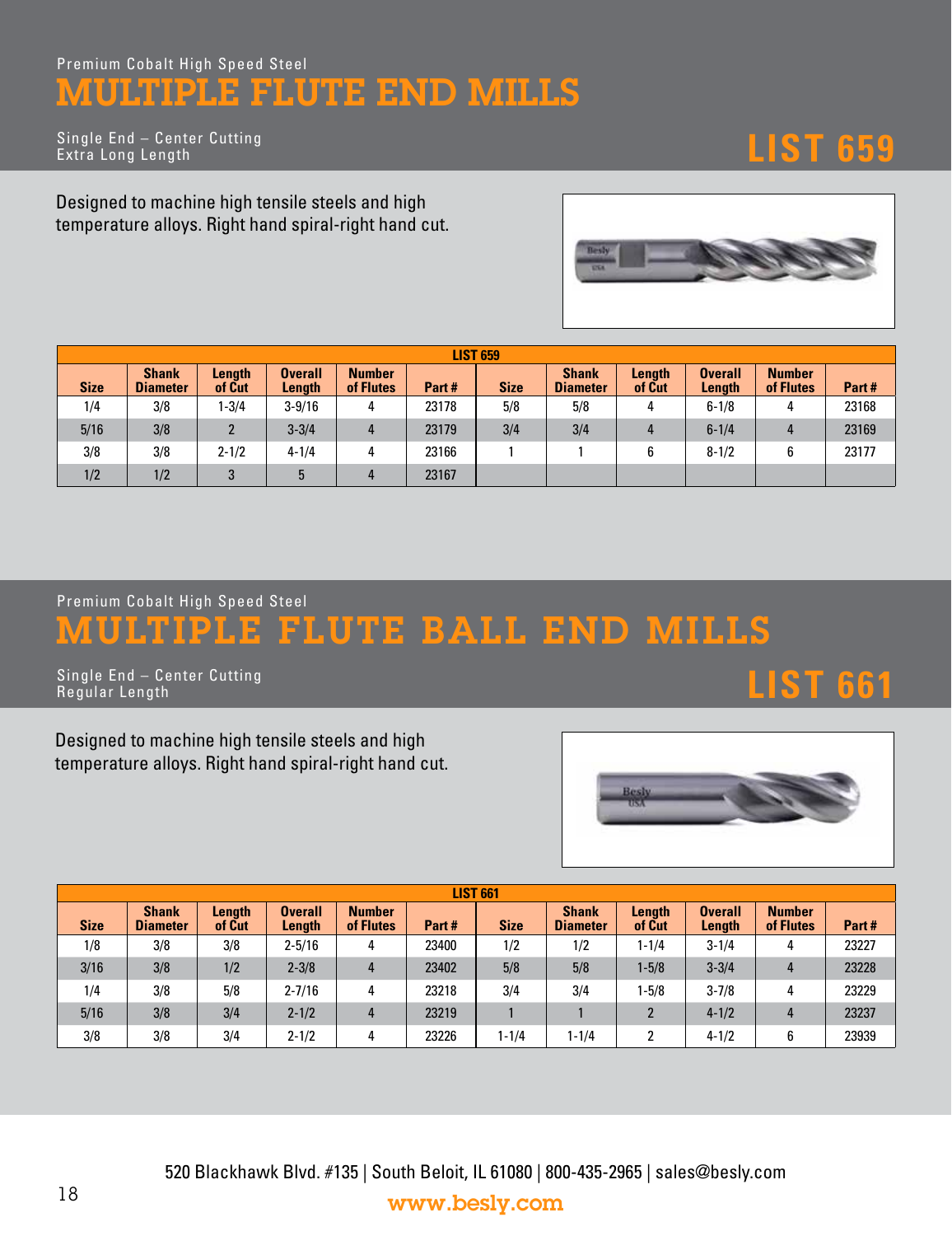Premium Cobalt High Speed Steel

# MULTIPLE FLUTE END MILLS

Single End – Center Cutting
Extra Long Length

## LIST 659

Designed to machine high tensile steels and high temperature alloys. Right hand spiral-right hand cut.

| LIST 659 | | | | | | | | | | | |
|---|---|---|---|---|---|---|---|---|---|---|---|
| Size | Shank Diameter | Length of Cut | Overall Length | Number of Flutes | Part # | Size | Shank Diameter | Length of Cut | Overall Length | Number of Flutes | Part # |
| 1/4 | 3/8 | 1-3/4 | 3-9/16 | 4 | 23178 | 5/8 | 5/8 | 4 | 6-1/8 | 4 | 23168 |
| 5/16 | 3/8 | 2 | 3-3/4 | 4 | 23179 | 3/4 | 3/4 | 4 | 6-1/4 | 4 | 23169 |
| 3/8 | 3/8 | 2-1/2 | 4-1/4 | 4 | 23166 | 1 | 1 | 6 | 8-1/2 | 6 | 23177 |
| 1/2 | 1/2 | 3 | 5 | 4 | 23167 | | | | | | |

Premium Cobalt High Speed Steel

# MULTIPLE FLUTE BALL END MILLS

Single End – Center Cutting
Regular Length

## LIST 661

Designed to machine high tensile steels and high temperature alloys. Right hand spiral-right hand cut.

| LIST 661 | | | | | | | | | | | |
|---|---|---|---|---|---|---|---|---|---|---|---|
| Size | Shank Diameter | Length of Cut | Overall Length | Number of Flutes | Part # | Size | Shank Diameter | Length of Cut | Overall Length | Number of Flutes | Part # |
| 1/8 | 3/8 | 3/8 | 2-5/16 | 4 | 23400 | 1/2 | 1/2 | 1-1/4 | 3-1/4 | 4 | 23227 |
| 3/16 | 3/8 | 1/2 | 2-3/8 | 4 | 23402 | 5/8 | 5/8 | 1-5/8 | 3-3/4 | 4 | 23228 |
| 1/4 | 3/8 | 5/8 | 2-7/16 | 4 | 23218 | 3/4 | 3/4 | 1-5/8 | 3-7/8 | 4 | 23229 |
| 5/16 | 3/8 | 3/4 | 2-1/2 | 4 | 23219 | 1 | 1 | 2 | 4-1/2 | 4 | 23237 |
| 3/8 | 3/8 | 3/4 | 2-1/2 | 4 | 23226 | 1-1/4 | 1-1/4 | 2 | 4-1/2 | 6 | 23939 |

520 Blackhawk Blvd. #135 | South Beloit, IL 61080 | 800-435-2965 | sales@besly.com

www.besly.com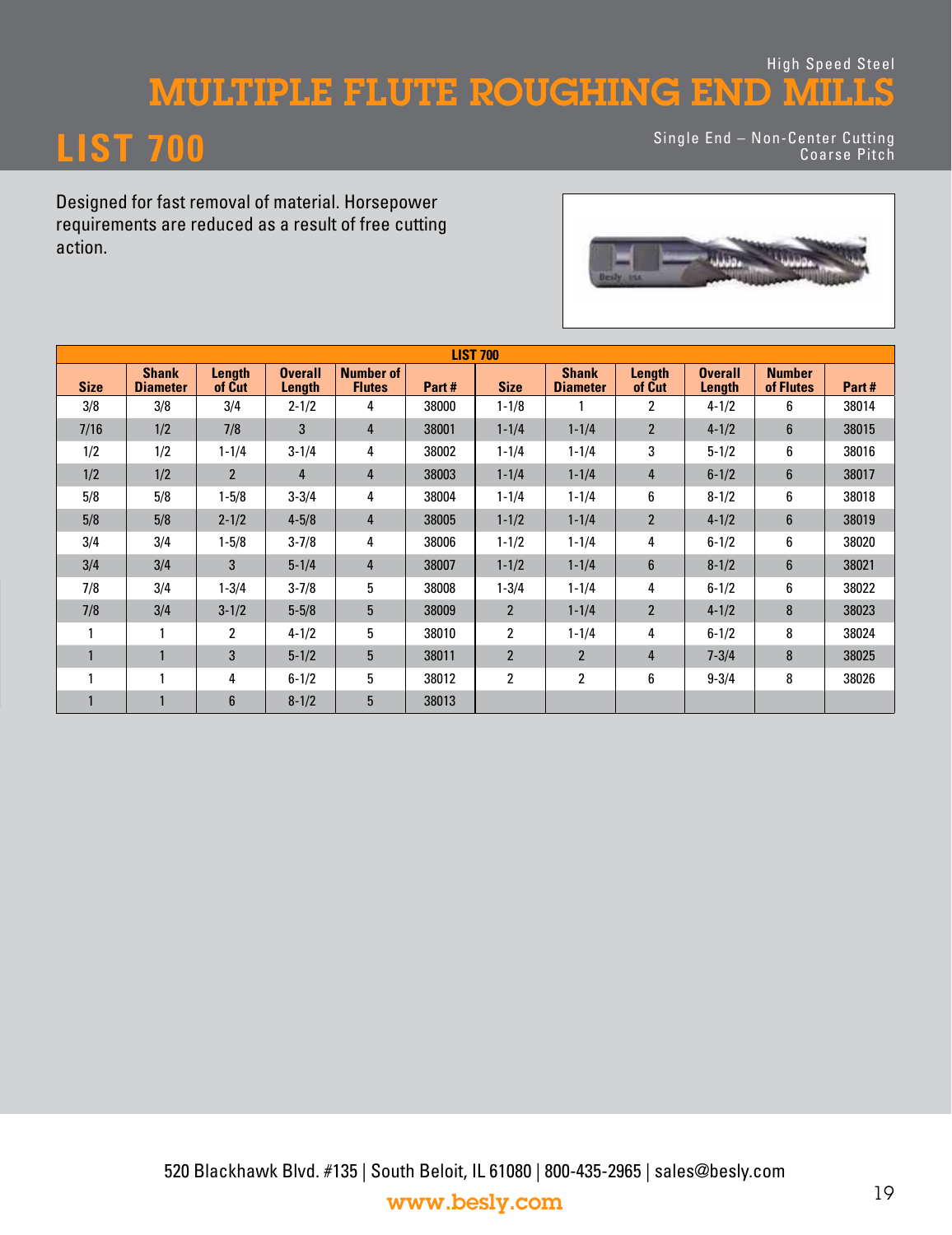High Speed Steel

# MULTIPLE FLUTE ROUGHING END MILLS

## LIST 700

Single End – Non-Center Cutting
Coarse Pitch

Designed for fast removal of material. Horsepower requirements are reduced as a result of free cutting action.

| LIST 700 | | | | | | | | | | | |
|---|---|---|---|---|---|---|---|---|---|---|---|
| Size | Shank Diameter | Length of Cut | Overall Length | Number of Flutes | Part # | Size | Shank Diameter | Length of Cut | Overall Length | Number of Flutes | Part # |
| 3/8 | 3/8 | 3/4 | 2-1/2 | 4 | 38000 | 1-1/8 | 1 | 2 | 4-1/2 | 6 | 38014 |
| 7/16 | 1/2 | 7/8 | 3 | 4 | 38001 | 1-1/4 | 1-1/4 | 2 | 4-1/2 | 6 | 38015 |
| 1/2 | 1/2 | 1-1/4 | 3-1/4 | 4 | 38002 | 1-1/4 | 1-1/4 | 3 | 5-1/2 | 6 | 38016 |
| 1/2 | 1/2 | 2 | 4 | 4 | 38003 | 1-1/4 | 1-1/4 | 4 | 6-1/2 | 6 | 38017 |
| 5/8 | 5/8 | 1-5/8 | 3-3/4 | 4 | 38004 | 1-1/4 | 1-1/4 | 6 | 8-1/2 | 6 | 38018 |
| 5/8 | 5/8 | 2-1/2 | 4-5/8 | 4 | 38005 | 1-1/2 | 1-1/4 | 2 | 4-1/2 | 6 | 38019 |
| 3/4 | 3/4 | 1-5/8 | 3-7/8 | 4 | 38006 | 1-1/2 | 1-1/4 | 4 | 6-1/2 | 6 | 38020 |
| 3/4 | 3/4 | 3 | 5-1/4 | 4 | 38007 | 1-1/2 | 1-1/4 | 6 | 8-1/2 | 6 | 38021 |
| 7/8 | 3/4 | 1-3/4 | 3-7/8 | 5 | 38008 | 1-3/4 | 1-1/4 | 4 | 6-1/2 | 6 | 38022 |
| 7/8 | 3/4 | 3-1/2 | 5-5/8 | 5 | 38009 | 2 | 1-1/4 | 2 | 4-1/2 | 8 | 38023 |
| 1 | 1 | 2 | 4-1/2 | 5 | 38010 | 2 | 1-1/4 | 4 | 6-1/2 | 8 | 38024 |
| 1 | 1 | 3 | 5-1/2 | 5 | 38011 | 2 | 2 | 4 | 7-3/4 | 8 | 38025 |
| 1 | 1 | 4 | 6-1/2 | 5 | 38012 | 2 | 2 | 6 | 9-3/4 | 8 | 38026 |
| 1 | 1 | 6 | 8-1/2 | 5 | 38013 | | | | | | |

520 Blackhawk Blvd. #135 | South Beloit, IL 61080 | 800-435-2965 | sales@besly.com

www.besly.com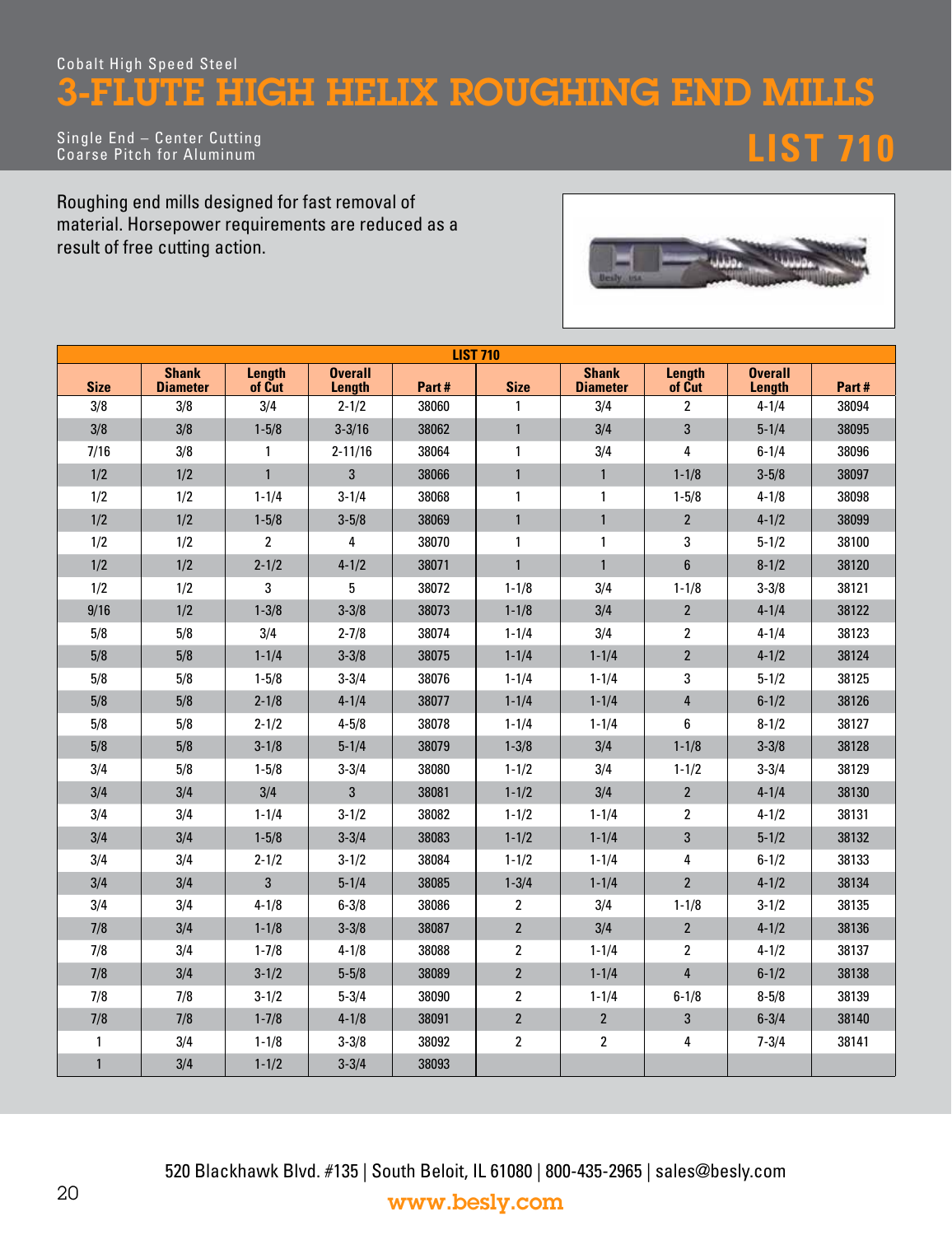Cobalt High Speed Steel

# 3-FLUTE HIGH HELIX ROUGHING END MILLS

Single End – Center Cutting
Coarse Pitch for Aluminum

## LIST 710

Roughing end mills designed for fast removal of material. Horsepower requirements are reduced as a result of free cutting action.

| LIST 710 | | | | | | | | | |
|---|---|---|---|---|---|---|---|---|---|
| Size | Shank Diameter | Length of Cut | Overall Length | Part # | Size | Shank Diameter | Length of Cut | Overall Length | Part # |
| 3/8 | 3/8 | 3/4 | 2-1/2 | 38060 | 1 | 3/4 | 2 | 4-1/4 | 38094 |
| 3/8 | 3/8 | 1-5/8 | 3-3/16 | 38062 | 1 | 3/4 | 3 | 5-1/4 | 38095 |
| 7/16 | 3/8 | 1 | 2-11/16 | 38064 | 1 | 3/4 | 4 | 6-1/4 | 38096 |
| 1/2 | 1/2 | 1 | 3 | 38066 | 1 | 1 | 1-1/8 | 3-5/8 | 38097 |
| 1/2 | 1/2 | 1-1/4 | 3-1/4 | 38068 | 1 | 1 | 1-5/8 | 4-1/8 | 38098 |
| 1/2 | 1/2 | 1-5/8 | 3-5/8 | 38069 | 1 | 1 | 2 | 4-1/2 | 38099 |
| 1/2 | 1/2 | 2 | 4 | 38070 | 1 | 1 | 3 | 5-1/2 | 38100 |
| 1/2 | 1/2 | 2-1/2 | 4-1/2 | 38071 | 1 | 1 | 6 | 8-1/2 | 38120 |
| 1/2 | 1/2 | 3 | 5 | 38072 | 1-1/8 | 3/4 | 1-1/8 | 3-3/8 | 38121 |
| 9/16 | 1/2 | 1-3/8 | 3-3/8 | 38073 | 1-1/8 | 3/4 | 2 | 4-1/4 | 38122 |
| 5/8 | 5/8 | 3/4 | 2-7/8 | 38074 | 1-1/4 | 3/4 | 2 | 4-1/4 | 38123 |
| 5/8 | 5/8 | 1-1/4 | 3-3/8 | 38075 | 1-1/4 | 1-1/4 | 2 | 4-1/2 | 38124 |
| 5/8 | 5/8 | 1-5/8 | 3-3/4 | 38076 | 1-1/4 | 1-1/4 | 3 | 5-1/2 | 38125 |
| 5/8 | 5/8 | 2-1/8 | 4-1/4 | 38077 | 1-1/4 | 1-1/4 | 4 | 6-1/2 | 38126 |
| 5/8 | 5/8 | 2-1/2 | 4-5/8 | 38078 | 1-1/4 | 1-1/4 | 6 | 8-1/2 | 38127 |
| 5/8 | 5/8 | 3-1/8 | 5-1/4 | 38079 | 1-3/8 | 3/4 | 1-1/8 | 3-3/8 | 38128 |
| 3/4 | 5/8 | 1-5/8 | 3-3/4 | 38080 | 1-1/2 | 3/4 | 1-1/2 | 3-3/4 | 38129 |
| 3/4 | 3/4 | 3/4 | 3 | 38081 | 1-1/2 | 3/4 | 2 | 4-1/4 | 38130 |
| 3/4 | 3/4 | 1-1/4 | 3-1/2 | 38082 | 1-1/2 | 1-1/4 | 2 | 4-1/2 | 38131 |
| 3/4 | 3/4 | 1-5/8 | 3-3/4 | 38083 | 1-1/2 | 1-1/4 | 3 | 5-1/2 | 38132 |
| 3/4 | 3/4 | 2-1/2 | 3-1/2 | 38084 | 1-1/2 | 1-1/4 | 4 | 6-1/2 | 38133 |
| 3/4 | 3/4 | 3 | 5-1/4 | 38085 | 1-3/4 | 1-1/4 | 2 | 4-1/2 | 38134 |
| 3/4 | 3/4 | 4-1/8 | 6-3/8 | 38086 | 2 | 3/4 | 1-1/8 | 3-1/2 | 38135 |
| 7/8 | 3/4 | 1-1/8 | 3-3/8 | 38087 | 2 | 3/4 | 2 | 4-1/2 | 38136 |
| 7/8 | 3/4 | 1-7/8 | 4-1/8 | 38088 | 2 | 1-1/4 | 2 | 4-1/2 | 38137 |
| 7/8 | 3/4 | 3-1/2 | 5-5/8 | 38089 | 2 | 1-1/4 | 4 | 6-1/2 | 38138 |
| 7/8 | 7/8 | 3-1/2 | 5-3/4 | 38090 | 2 | 1-1/4 | 6-1/8 | 8-5/8 | 38139 |
| 7/8 | 7/8 | 1-7/8 | 4-1/8 | 38091 | 2 | 2 | 3 | 6-3/4 | 38140 |
| 1 | 3/4 | 1-1/8 | 3-3/8 | 38092 | 2 | 2 | 4 | 7-3/4 | 38141 |
| 1 | 3/4 | 1-1/2 | 3-3/4 | 38093 | | | | | |

520 Blackhawk Blvd. #135 | South Beloit, IL 61080 | 800-435-2965 | sales@besly.com

www.besly.com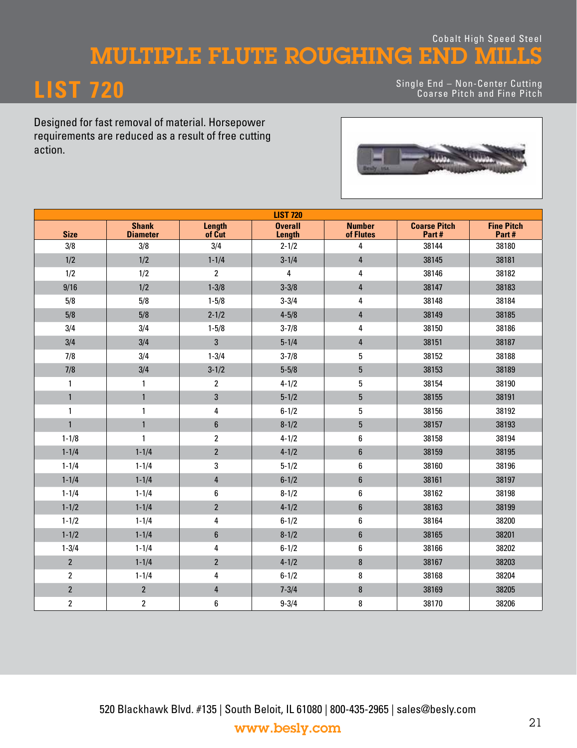Cobalt High Speed Steel

# MULTIPLE FLUTE ROUGHING END MILLS

# LIST 720

Single End – Non-Center Cutting
Coarse Pitch and Fine Pitch

Designed for fast removal of material. Horsepower requirements are reduced as a result of free cutting action.

| LIST 720 | | | | | | |
|---|---|---|---|---|---|---|
| **Size** | **Shank Diameter** | **Length of Cut** | **Overall Length** | **Number of Flutes** | **Coarse Pitch Part #** | **Fine Pitch Part #** |
| 3/8 | 3/8 | 3/4 | 2-1/2 | 4 | 38144 | 38180 |
| 1/2 | 1/2 | 1-1/4 | 3-1/4 | 4 | 38145 | 38181 |
| 1/2 | 1/2 | 2 | 4 | 4 | 38146 | 38182 |
| 9/16 | 1/2 | 1-3/8 | 3-3/8 | 4 | 38147 | 38183 |
| 5/8 | 5/8 | 1-5/8 | 3-3/4 | 4 | 38148 | 38184 |
| 5/8 | 5/8 | 2-1/2 | 4-5/8 | 4 | 38149 | 38185 |
| 3/4 | 3/4 | 1-5/8 | 3-7/8 | 4 | 38150 | 38186 |
| 3/4 | 3/4 | 3 | 5-1/4 | 4 | 38151 | 38187 |
| 7/8 | 3/4 | 1-3/4 | 3-7/8 | 5 | 38152 | 38188 |
| 7/8 | 3/4 | 3-1/2 | 5-5/8 | 5 | 38153 | 38189 |
| 1 | 1 | 2 | 4-1/2 | 5 | 38154 | 38190 |
| 1 | 1 | 3 | 5-1/2 | 5 | 38155 | 38191 |
| 1 | 1 | 4 | 6-1/2 | 5 | 38156 | 38192 |
| 1 | 1 | 6 | 8-1/2 | 5 | 38157 | 38193 |
| 1-1/8 | 1 | 2 | 4-1/2 | 6 | 38158 | 38194 |
| 1-1/4 | 1-1/4 | 2 | 4-1/2 | 6 | 38159 | 38195 |
| 1-1/4 | 1-1/4 | 3 | 5-1/2 | 6 | 38160 | 38196 |
| 1-1/4 | 1-1/4 | 4 | 6-1/2 | 6 | 38161 | 38197 |
| 1-1/4 | 1-1/4 | 6 | 8-1/2 | 6 | 38162 | 38198 |
| 1-1/2 | 1-1/4 | 2 | 4-1/2 | 6 | 38163 | 38199 |
| 1-1/2 | 1-1/4 | 4 | 6-1/2 | 6 | 38164 | 38200 |
| 1-1/2 | 1-1/4 | 6 | 8-1/2 | 6 | 38165 | 38201 |
| 1-3/4 | 1-1/4 | 4 | 6-1/2 | 6 | 38166 | 38202 |
| 2 | 1-1/4 | 2 | 4-1/2 | 8 | 38167 | 38203 |
| 2 | 1-1/4 | 4 | 6-1/2 | 8 | 38168 | 38204 |
| 2 | 2 | 4 | 7-3/4 | 8 | 38169 | 38205 |
| 2 | 2 | 6 | 9-3/4 | 8 | 38170 | 38206 |

520 Blackhawk Blvd. #135 | South Beloit, IL 61080 | 800-435-2965 | sales@besly.com

www.besly.com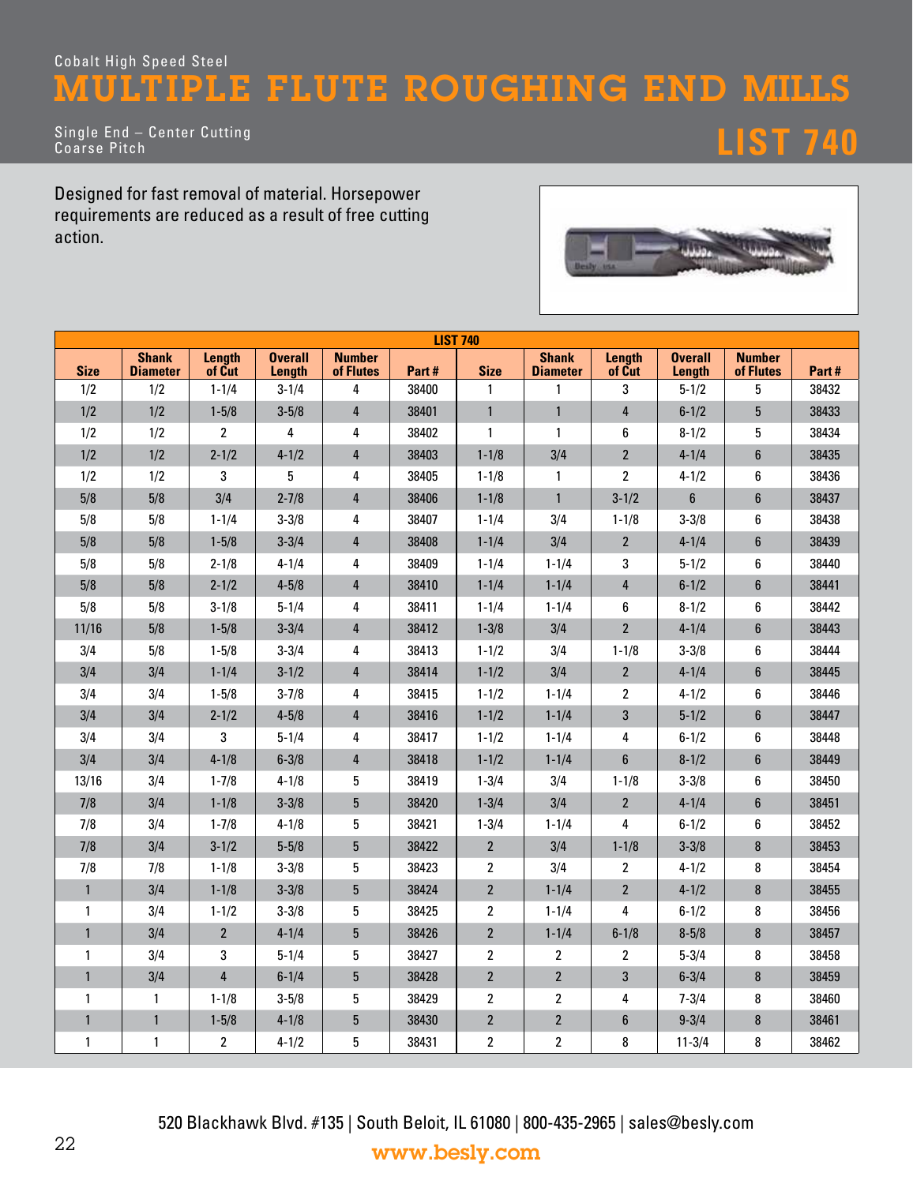Cobalt High Speed Steel

# MULTIPLE FLUTE ROUGHING END MILLS

Single End – Center Cutting
Coarse Pitch

## LIST 740

Designed for fast removal of material. Horsepower requirements are reduced as a result of free cutting action.

| LIST 740 | | | | | | | | | | | |
|---|---|---|---|---|---|---|---|---|---|---|---|
| Size | Shank Diameter | Length of Cut | Overall Length | Number of Flutes | Part # | Size | Shank Diameter | Length of Cut | Overall Length | Number of Flutes | Part # |
| 1/2 | 1/2 | 1-1/4 | 3-1/4 | 4 | 38400 | 1 | 1 | 3 | 5-1/2 | 5 | 38432 |
| 1/2 | 1/2 | 1-5/8 | 3-5/8 | 4 | 38401 | 1 | 1 | 4 | 6-1/2 | 5 | 38433 |
| 1/2 | 1/2 | 2 | 4 | 4 | 38402 | 1 | 1 | 6 | 8-1/2 | 5 | 38434 |
| 1/2 | 1/2 | 2-1/2 | 4-1/2 | 4 | 38403 | 1-1/8 | 3/4 | 2 | 4-1/4 | 6 | 38435 |
| 1/2 | 1/2 | 3 | 5 | 4 | 38405 | 1-1/8 | 1 | 2 | 4-1/2 | 6 | 38436 |
| 5/8 | 5/8 | 3/4 | 2-7/8 | 4 | 38406 | 1-1/8 | 1 | 3-1/2 | 6 | 6 | 38437 |
| 5/8 | 5/8 | 1-1/4 | 3-3/8 | 4 | 38407 | 1-1/4 | 3/4 | 1-1/8 | 3-3/8 | 6 | 38438 |
| 5/8 | 5/8 | 1-5/8 | 3-3/4 | 4 | 38408 | 1-1/4 | 3/4 | 2 | 4-1/4 | 6 | 38439 |
| 5/8 | 5/8 | 2-1/8 | 4-1/4 | 4 | 38409 | 1-1/4 | 1-1/4 | 3 | 5-1/2 | 6 | 38440 |
| 5/8 | 5/8 | 2-1/2 | 4-5/8 | 4 | 38410 | 1-1/4 | 1-1/4 | 4 | 6-1/2 | 6 | 38441 |
| 5/8 | 5/8 | 3-1/8 | 5-1/4 | 4 | 38411 | 1-1/4 | 1-1/4 | 6 | 8-1/2 | 6 | 38442 |
| 11/16 | 5/8 | 1-5/8 | 3-3/4 | 4 | 38412 | 1-3/8 | 3/4 | 2 | 4-1/4 | 6 | 38443 |
| 3/4 | 5/8 | 1-5/8 | 3-3/4 | 4 | 38413 | 1-1/2 | 3/4 | 1-1/8 | 3-3/8 | 6 | 38444 |
| 3/4 | 3/4 | 1-1/4 | 3-1/2 | 4 | 38414 | 1-1/2 | 3/4 | 2 | 4-1/4 | 6 | 38445 |
| 3/4 | 3/4 | 1-5/8 | 3-7/8 | 4 | 38415 | 1-1/2 | 1-1/4 | 2 | 4-1/2 | 6 | 38446 |
| 3/4 | 3/4 | 2-1/2 | 4-5/8 | 4 | 38416 | 1-1/2 | 1-1/4 | 3 | 5-1/2 | 6 | 38447 |
| 3/4 | 3/4 | 3 | 5-1/4 | 4 | 38417 | 1-1/2 | 1-1/4 | 4 | 6-1/2 | 6 | 38448 |
| 3/4 | 3/4 | 4-1/8 | 6-3/8 | 4 | 38418 | 1-1/2 | 1-1/4 | 6 | 8-1/2 | 6 | 38449 |
| 13/16 | 3/4 | 1-7/8 | 4-1/8 | 5 | 38419 | 1-3/4 | 3/4 | 1-1/8 | 3-3/8 | 6 | 38450 |
| 7/8 | 3/4 | 1-1/8 | 3-3/8 | 5 | 38420 | 1-3/4 | 3/4 | 2 | 4-1/4 | 6 | 38451 |
| 7/8 | 3/4 | 1-7/8 | 4-1/8 | 5 | 38421 | 1-3/4 | 1-1/4 | 4 | 6-1/2 | 6 | 38452 |
| 7/8 | 3/4 | 3-1/2 | 5-5/8 | 5 | 38422 | 2 | 3/4 | 1-1/8 | 3-3/8 | 8 | 38453 |
| 7/8 | 7/8 | 1-1/8 | 3-3/8 | 5 | 38423 | 2 | 3/4 | 2 | 4-1/2 | 8 | 38454 |
| 1 | 3/4 | 1-1/8 | 3-3/8 | 5 | 38424 | 2 | 1-1/4 | 2 | 4-1/2 | 8 | 38455 |
| 1 | 3/4 | 1-1/2 | 3-3/8 | 5 | 38425 | 2 | 1-1/4 | 4 | 6-1/2 | 8 | 38456 |
| 1 | 3/4 | 2 | 4-1/4 | 5 | 38426 | 2 | 1-1/4 | 6-1/8 | 8-5/8 | 8 | 38457 |
| 1 | 3/4 | 3 | 5-1/4 | 5 | 38427 | 2 | 2 | 2 | 5-3/4 | 8 | 38458 |
| 1 | 3/4 | 4 | 6-1/4 | 5 | 38428 | 2 | 2 | 3 | 6-3/4 | 8 | 38459 |
| 1 | 1 | 1-1/8 | 3-5/8 | 5 | 38429 | 2 | 2 | 4 | 7-3/4 | 8 | 38460 |
| 1 | 1 | 1-5/8 | 4-1/8 | 5 | 38430 | 2 | 2 | 6 | 9-3/4 | 8 | 38461 |
| 1 | 1 | 2 | 4-1/2 | 5 | 38431 | 2 | 2 | 8 | 11-3/4 | 8 | 38462 |

520 Blackhawk Blvd. #135 | South Beloit, IL 61080 | 800-435-2965 | sales@besly.com

www.besly.com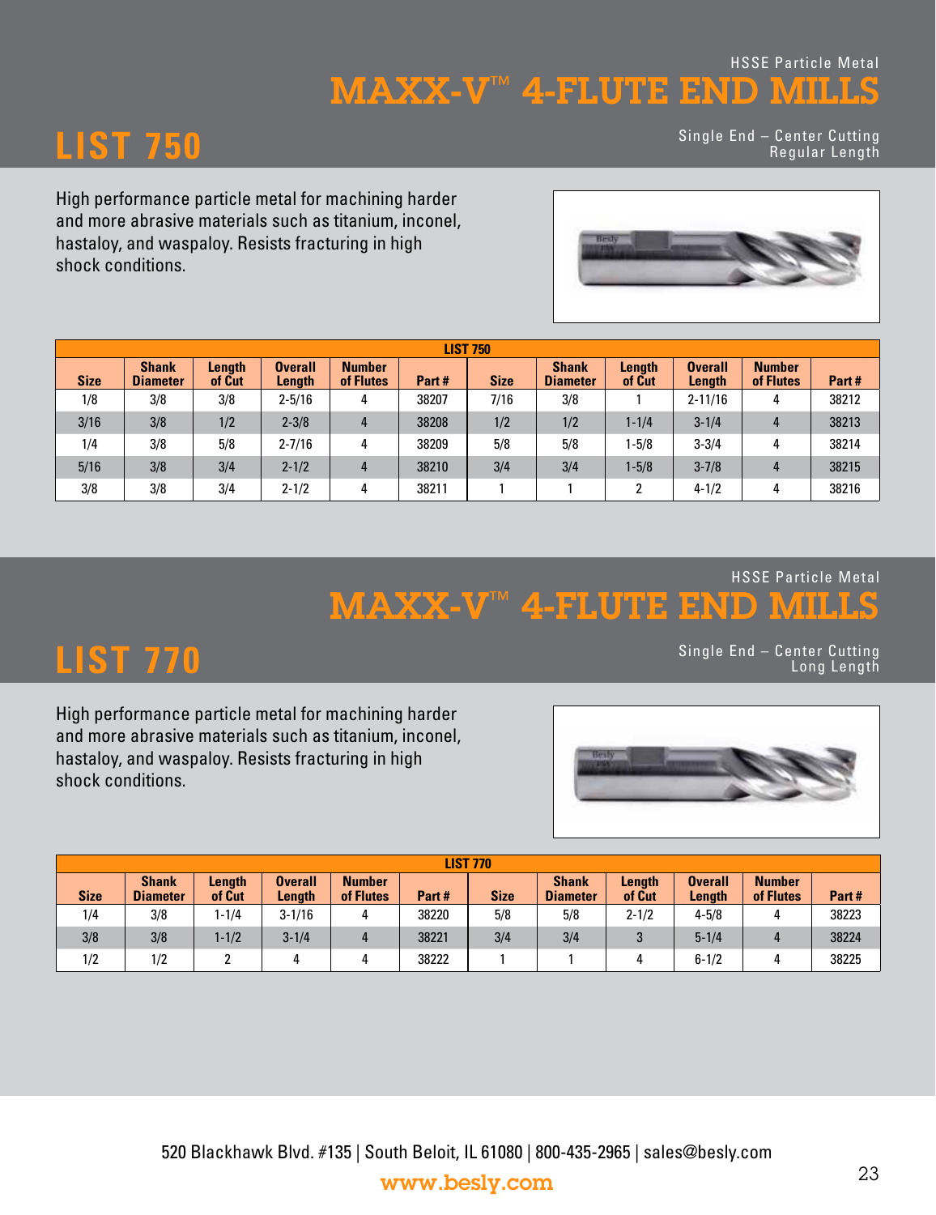HSSE Particle Metal

# MAXX-V™ 4-FLUTE END MILLS

## LIST 750

Single End – Center Cutting
Regular Length

High performance particle metal for machining harder and more abrasive materials such as titanium, inconel, hastaloy, and waspaloy. Resists fracturing in high shock conditions.

| LIST 750 | | | | | | | | | | | |
|---|---|---|---|---|---|---|---|---|---|---|---|
| Size | Shank Diameter | Length of Cut | Overall Length | Number of Flutes | Part # | Size | Shank Diameter | Length of Cut | Overall Length | Number of Flutes | Part # |
| 1/8 | 3/8 | 3/8 | 2-5/16 | 4 | 38207 | 7/16 | 3/8 | 1 | 2-11/16 | 4 | 38212 |
| 3/16 | 3/8 | 1/2 | 2-3/8 | 4 | 38208 | 1/2 | 1/2 | 1-1/4 | 3-1/4 | 4 | 38213 |
| 1/4 | 3/8 | 5/8 | 2-7/16 | 4 | 38209 | 5/8 | 5/8 | 1-5/8 | 3-3/4 | 4 | 38214 |
| 5/16 | 3/8 | 3/4 | 2-1/2 | 4 | 38210 | 3/4 | 3/4 | 1-5/8 | 3-7/8 | 4 | 38215 |
| 3/8 | 3/8 | 3/4 | 2-1/2 | 4 | 38211 | 1 | 1 | 2 | 4-1/2 | 4 | 38216 |

HSSE Particle Metal

# MAXX-V™ 4-FLUTE END MILLS

## LIST 770

Single End – Center Cutting
Long Length

High performance particle metal for machining harder and more abrasive materials such as titanium, inconel, hastaloy, and waspaloy. Resists fracturing in high shock conditions.

| LIST 770 | | | | | | | | | | | |
|---|---|---|---|---|---|---|---|---|---|---|---|
| Size | Shank Diameter | Length of Cut | Overall Length | Number of Flutes | Part # | Size | Shank Diameter | Length of Cut | Overall Length | Number of Flutes | Part # |
| 1/4 | 3/8 | 1-1/4 | 3-1/16 | 4 | 38220 | 5/8 | 5/8 | 2-1/2 | 4-5/8 | 4 | 38223 |
| 3/8 | 3/8 | 1-1/2 | 3-1/4 | 4 | 38221 | 3/4 | 3/4 | 3 | 5-1/4 | 4 | 38224 |
| 1/2 | 1/2 | 2 | 4 | 4 | 38222 | 1 | 1 | 4 | 6-1/2 | 4 | 38225 |

520 Blackhawk Blvd. #135 | South Beloit, IL 61080 | 800-435-2965 | sales@besly.com

www.besly.com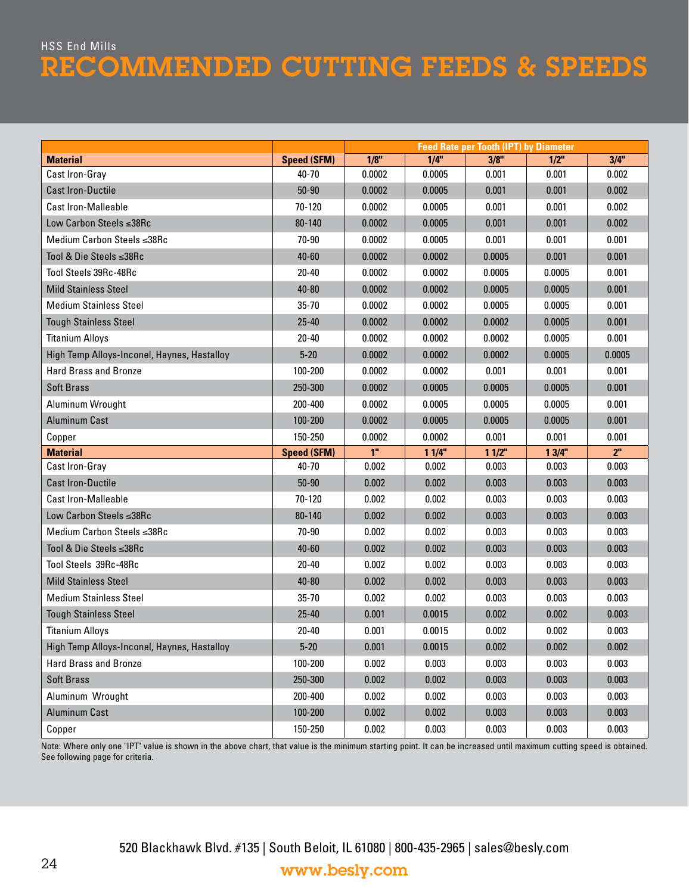HSS End Mills

# RECOMMENDED CUTTING FEEDS & SPEEDS

| | | Feed Rate per Tooth (IPT) by Diameter | | | | |
|---|---|---|---|---|---|---|
| **Material** | **Speed (SFM)** | **1/8"** | **1/4"** | **3/8"** | **1/2"** | **3/4"** |
| Cast Iron-Gray | 40-70 | 0.0002 | 0.0005 | 0.001 | 0.001 | 0.002 |
| Cast Iron-Ductile | 50-90 | 0.0002 | 0.0005 | 0.001 | 0.001 | 0.002 |
| Cast Iron-Malleable | 70-120 | 0.0002 | 0.0005 | 0.001 | 0.001 | 0.002 |
| Low Carbon Steels ≤38Rc | 80-140 | 0.0002 | 0.0005 | 0.001 | 0.001 | 0.002 |
| Medium Carbon Steels ≤38Rc | 70-90 | 0.0002 | 0.0005 | 0.001 | 0.001 | 0.001 |
| Tool & Die Steels ≤38Rc | 40-60 | 0.0002 | 0.0002 | 0.0005 | 0.001 | 0.001 |
| Tool Steels 39Rc-48Rc | 20-40 | 0.0002 | 0.0002 | 0.0005 | 0.0005 | 0.001 |
| Mild Stainless Steel | 40-80 | 0.0002 | 0.0002 | 0.0005 | 0.0005 | 0.001 |
| Medium Stainless Steel | 35-70 | 0.0002 | 0.0002 | 0.0005 | 0.0005 | 0.001 |
| Tough Stainless Steel | 25-40 | 0.0002 | 0.0002 | 0.0002 | 0.0005 | 0.001 |
| Titanium Alloys | 20-40 | 0.0002 | 0.0002 | 0.0002 | 0.0005 | 0.001 |
| High Temp Alloys-Inconel, Haynes, Hastalloy | 5-20 | 0.0002 | 0.0002 | 0.0002 | 0.0005 | 0.0005 |
| Hard Brass and Bronze | 100-200 | 0.0002 | 0.0002 | 0.001 | 0.001 | 0.001 |
| Soft Brass | 250-300 | 0.0002 | 0.0005 | 0.0005 | 0.0005 | 0.001 |
| Aluminum Wrought | 200-400 | 0.0002 | 0.0005 | 0.0005 | 0.0005 | 0.001 |
| Aluminum Cast | 100-200 | 0.0002 | 0.0005 | 0.0005 | 0.0005 | 0.001 |
| Copper | 150-250 | 0.0002 | 0.0002 | 0.001 | 0.001 | 0.001 |
| **Material** | **Speed (SFM)** | **1"** | **1 1/4"** | **1 1/2"** | **1 3/4"** | **2"** |
| Cast Iron-Gray | 40-70 | 0.002 | 0.002 | 0.003 | 0.003 | 0.003 |
| Cast Iron-Ductile | 50-90 | 0.002 | 0.002 | 0.003 | 0.003 | 0.003 |
| Cast Iron-Malleable | 70-120 | 0.002 | 0.002 | 0.003 | 0.003 | 0.003 |
| Low Carbon Steels ≤38Rc | 80-140 | 0.002 | 0.002 | 0.003 | 0.003 | 0.003 |
| Medium Carbon Steels ≤38Rc | 70-90 | 0.002 | 0.002 | 0.003 | 0.003 | 0.003 |
| Tool & Die Steels ≤38Rc | 40-60 | 0.002 | 0.002 | 0.003 | 0.003 | 0.003 |
| Tool Steels 39Rc-48Rc | 20-40 | 0.002 | 0.002 | 0.003 | 0.003 | 0.003 |
| Mild Stainless Steel | 40-80 | 0.002 | 0.002 | 0.003 | 0.003 | 0.003 |
| Medium Stainless Steel | 35-70 | 0.002 | 0.002 | 0.003 | 0.003 | 0.003 |
| Tough Stainless Steel | 25-40 | 0.001 | 0.0015 | 0.002 | 0.002 | 0.003 |
| Titanium Alloys | 20-40 | 0.001 | 0.0015 | 0.002 | 0.002 | 0.003 |
| High Temp Alloys-Inconel, Haynes, Hastalloy | 5-20 | 0.001 | 0.0015 | 0.002 | 0.002 | 0.002 |
| Hard Brass and Bronze | 100-200 | 0.002 | 0.003 | 0.003 | 0.003 | 0.003 |
| Soft Brass | 250-300 | 0.002 | 0.002 | 0.003 | 0.003 | 0.003 |
| Aluminum Wrought | 200-400 | 0.002 | 0.002 | 0.003 | 0.003 | 0.003 |
| Aluminum Cast | 100-200 | 0.002 | 0.002 | 0.003 | 0.003 | 0.003 |
| Copper | 150-250 | 0.002 | 0.003 | 0.003 | 0.003 | 0.003 |

Note: Where only one "IPT" value is shown in the above chart, that value is the minimum starting point. It can be increased until maximum cutting speed is obtained. See following page for criteria.

520 Blackhawk Blvd. #135 | South Beloit, IL 61080 | 800-435-2965 | sales@besly.com

www.besly.com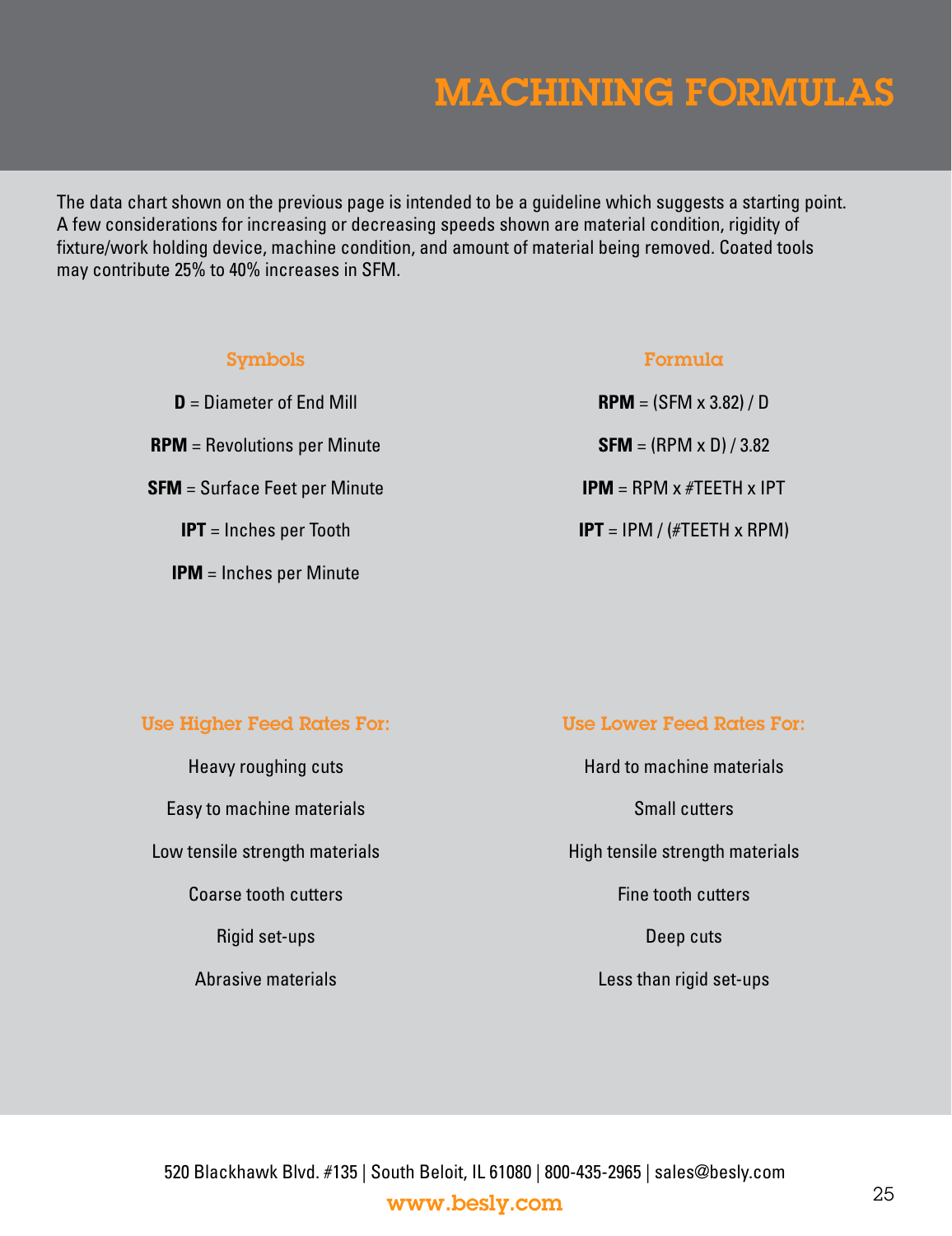# MACHINING FORMULAS

The data chart shown on the previous page is intended to be a guideline which suggests a starting point. A few considerations for increasing or decreasing speeds shown are material condition, rigidity of fixture/work holding device, machine condition, and amount of material being removed. Coated tools may contribute 25% to 40% increases in SFM.

| Symbols | Formula |
|---|---|
| **D** = Diameter of End Mill | **RPM** = (SFM x 3.82) / D |
| **RPM** = Revolutions per Minute | **SFM** = (RPM x D) / 3.82 |
| **SFM** = Surface Feet per Minute | **IPM** = RPM x #TEETH x IPT |
| **IPT** = Inches per Tooth | **IPT** = IPM / (#TEETH x RPM) |
| **IPM** = Inches per Minute | |

| Use Higher Feed Rates For: | Use Lower Feed Rates For: |
|---|---|
| Heavy roughing cuts | Hard to machine materials |
| Easy to machine materials | Small cutters |
| Low tensile strength materials | High tensile strength materials |
| Coarse tooth cutters | Fine tooth cutters |
| Rigid set-ups | Deep cuts |
| Abrasive materials | Less than rigid set-ups |

520 Blackhawk Blvd. #135 | South Beloit, IL 61080 | 800-435-2965 | sales@besly.com

www.besly.com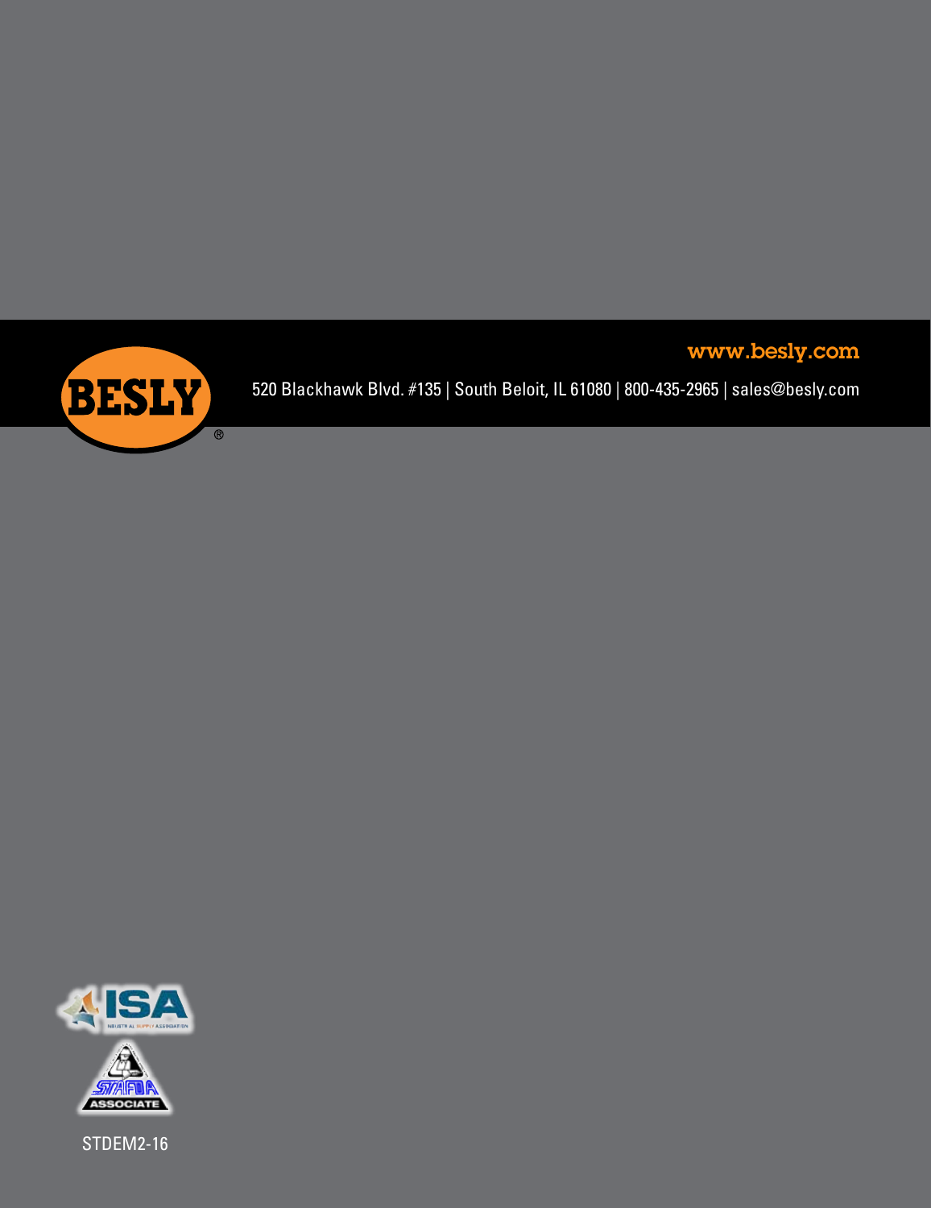www.besly.com

BESLY®

520 Blackhawk Blvd. #135 | South Beloit, IL 61080 | 800-435-2965 | sales@besly.com

ISA

INDUSTRIAL SUPPLY ASSOCIATION

STAFDA

ASSOCIATE

STDEM2-16